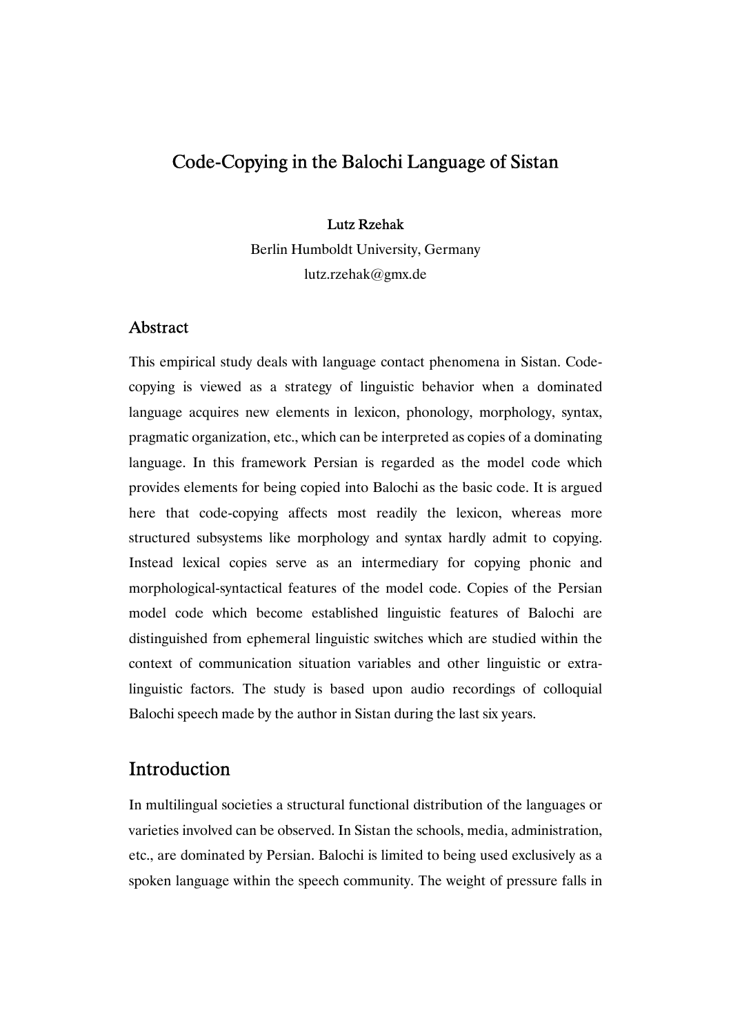# Code-Copying in the Balochi Language of Sistan

**Lutz Rzehak**

Berlin Humboldt University, Germany

lutz.rzehak@gmx.de

## Abstract

This empirical study deals with language contact phenomena in Sistan. Code-copying is viewed as a strategy of linguistic behavior when a dominated language acquires new elements in lexicon, phonology, morphology, syntax, pragmatic organization, etc., which can be interpreted as copies of a dominating language. In this framework Persian is regarded as the model code which provides elements for being copied into Balochi as the basic code. It is argued here that code-copying affects most readily the lexicon, whereas more structured subsystems like morphology and syntax hardly admit to copying. Instead lexical copies serve as an intermediary for copying phonic and morphological-syntactical features of the model code. Copies of the Persian model code which become established linguistic features of Balochi are distinguished from ephemeral linguistic switches which are studied within the context of communication situation variables and other linguistic or extra-linguistic factors. The study is based upon audio recordings of colloquial Balochi speech made by the author in Sistan during the last six years.

## Introduction

In multilingual societies a structural functional distribution of the languages or varieties involved can be observed. In Sistan the schools, media, administration, etc., are dominated by Persian. Balochi is limited to being used exclusively as a spoken language within the speech community. The weight of pressure falls in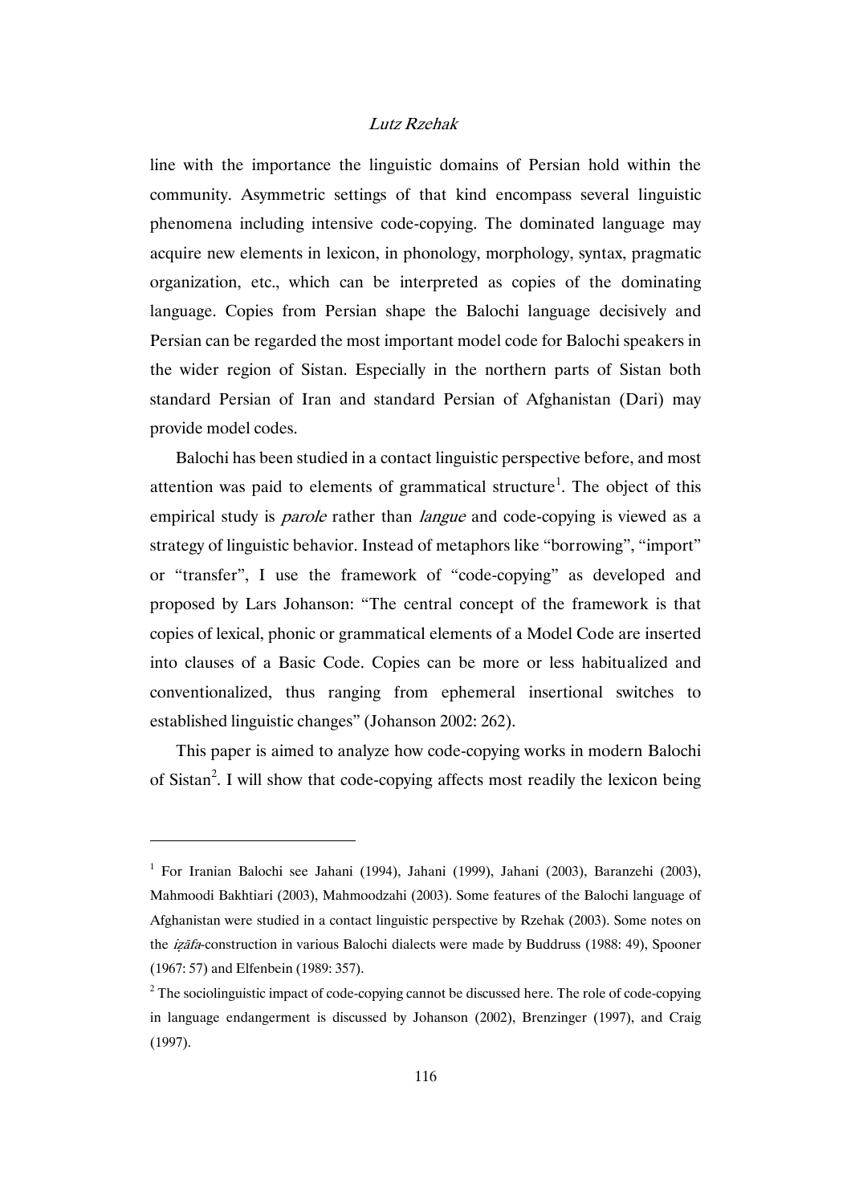line with the importance the linguistic domains of Persian hold within the community. Asymmetric settings of that kind encompass several linguistic phenomena including intensive code-copying. The dominated language may acquire new elements in lexicon, in phonology, morphology, syntax, pragmatic organization, etc., which can be interpreted as copies of the dominating language. Copies from Persian shape the Balochi language decisively and Persian can be regarded the most important model code for Balochi speakers in the wider region of Sistan. Especially in the northern parts of Sistan both standard Persian of Iran and standard Persian of Afghanistan (Dari) may provide model codes.

Balochi has been studied in a contact linguistic perspective before, and most attention was paid to elements of grammatical structure[1]. The object of this empirical study is *parole* rather than *langue* and code-copying is viewed as a strategy of linguistic behavior. Instead of metaphors like "borrowing", "import" or "transfer", I use the framework of "code-copying" as developed and proposed by Lars Johanson: "The central concept of the framework is that copies of lexical, phonic or grammatical elements of a Model Code are inserted into clauses of a Basic Code. Copies can be more or less habitualized and conventionalized, thus ranging from ephemeral insertional switches to established linguistic changes" (Johanson 2002: 262).

This paper is aimed to analyze how code-copying works in modern Balochi of Sistan[2]. I will show that code-copying affects most readily the lexicon being

---

[1] For Iranian Balochi see Jahani (1994), Jahani (1999), Jahani (2003), Baranzehi (2003), Mahmoodi Bakhtiari (2003), Mahmoodzahi (2003). Some features of the Balochi language of Afghanistan were studied in a contact linguistic perspective by Rzehak (2003). Some notes on the *iẓāfa*-construction in various Balochi dialects were made by Buddruss (1988: 49), Spooner (1967: 57) and Elfenbein (1989: 357).

[2] The sociolinguistic impact of code-copying cannot be discussed here. The role of code-copying in language endangerment is discussed by Johanson (2002), Brenzinger (1997), and Craig (1997).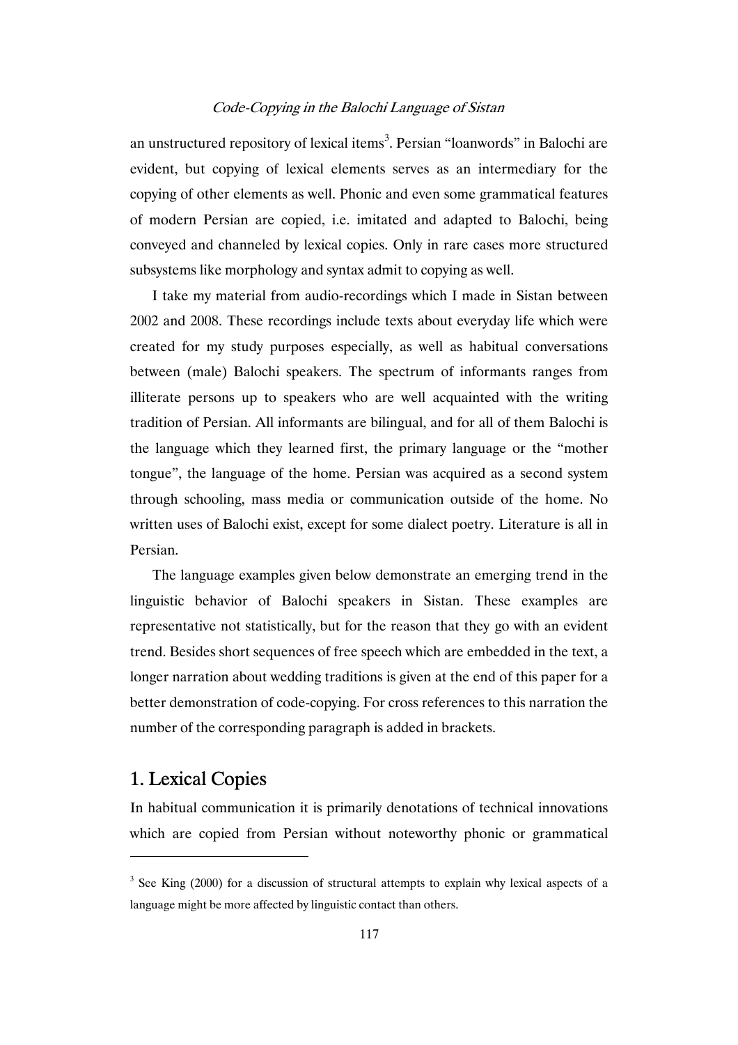an unstructured repository of lexical items[3]. Persian "loanwords" in Balochi are evident, but copying of lexical elements serves as an intermediary for the copying of other elements as well. Phonic and even some grammatical features of modern Persian are copied, i.e. imitated and adapted to Balochi, being conveyed and channeled by lexical copies. Only in rare cases more structured subsystems like morphology and syntax admit to copying as well.

I take my material from audio-recordings which I made in Sistan between 2002 and 2008. These recordings include texts about everyday life which were created for my study purposes especially, as well as habitual conversations between (male) Balochi speakers. The spectrum of informants ranges from illiterate persons up to speakers who are well acquainted with the writing tradition of Persian. All informants are bilingual, and for all of them Balochi is the language which they learned first, the primary language or the "mother tongue", the language of the home. Persian was acquired as a second system through schooling, mass media or communication outside of the home. No written uses of Balochi exist, except for some dialect poetry. Literature is all in Persian.

The language examples given below demonstrate an emerging trend in the linguistic behavior of Balochi speakers in Sistan. These examples are representative not statistically, but for the reason that they go with an evident trend. Besides short sequences of free speech which are embedded in the text, a longer narration about wedding traditions is given at the end of this paper for a better demonstration of code-copying. For cross references to this narration the number of the corresponding paragraph is added in brackets.

## 1. Lexical Copies

In habitual communication it is primarily denotations of technical innovations which are copied from Persian without noteworthy phonic or grammatical

---

[3] See King (2000) for a discussion of structural attempts to explain why lexical aspects of a language might be more affected by linguistic contact than others.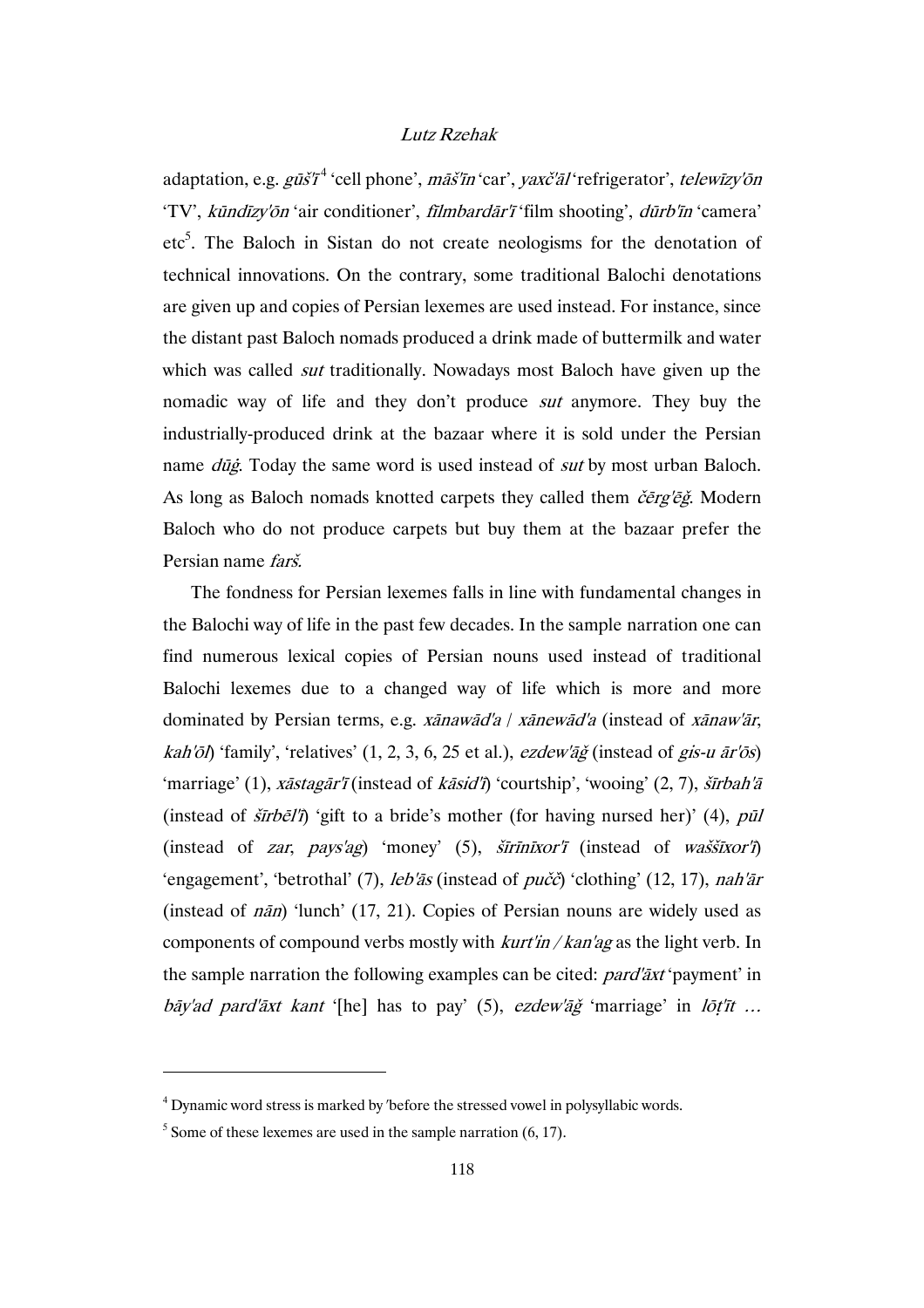adaptation, e.g. *gūš'ī*[4] 'cell phone', *māš'īn* 'car', *yaxč'āl* 'refrigerator', *telewīzy'ōn* 'TV', *kūndīzy'ōn* 'air conditioner', *fīlmbardār'ī* 'film shooting', *dūrb'īn* 'camera' etc[5]. The Baloch in Sistan do not create neologisms for the denotation of technical innovations. On the contrary, some traditional Balochi denotations are given up and copies of Persian lexemes are used instead. For instance, since the distant past Baloch nomads produced a drink made of buttermilk and water which was called *sut* traditionally. Nowadays most Baloch have given up the nomadic way of life and they don't produce *sut* anymore. They buy the industrially-produced drink at the bazaar where it is sold under the Persian name *dūġ*. Today the same word is used instead of *sut* by most urban Baloch. As long as Baloch nomads knotted carpets they called them *čērg'ēğ*. Modern Baloch who do not produce carpets but buy them at the bazaar prefer the Persian name *farš*.

The fondness for Persian lexemes falls in line with fundamental changes in the Balochi way of life in the past few decades. In the sample narration one can find numerous lexical copies of Persian nouns used instead of traditional Balochi lexemes due to a changed way of life which is more and more dominated by Persian terms, e.g. *xānawād'a* / *xānewād'a* (instead of *xānaw'ār*, *kah'ōl*) 'family', 'relatives' (1, 2, 3, 6, 25 et al.), *ezdew'āğ* (instead of *gis-u ār'ōs*) 'marriage' (1), *xāstagār'ī* (instead of *kāsid'ī*) 'courtship', 'wooing' (2, 7), *šīrbah'ā* (instead of *šīrbēl'ī*) 'gift to a bride's mother (for having nursed her)' (4), *pūl* (instead of *zar*, *pays'ag*) 'money' (5), *šīrīnīxor'ī* (instead of *waššīxor'ī*) 'engagement', 'betrothal' (7), *leb'ās* (instead of *pučč*) 'clothing' (12, 17), *nah'ār* (instead of *nān*) 'lunch' (17, 21). Copies of Persian nouns are widely used as components of compound verbs mostly with *kurt'in / kan'ag* as the light verb. In the sample narration the following examples can be cited: *pard'āxt* 'payment' in *bāy'ad pard'āxt kant* '[he] has to pay' (5), *ezdew'āğ* 'marriage' in *lōṭ'īt …*

---

[4] Dynamic word stress is marked by ' before the stressed vowel in polysyllabic words.

[5] Some of these lexemes are used in the sample narration (6, 17).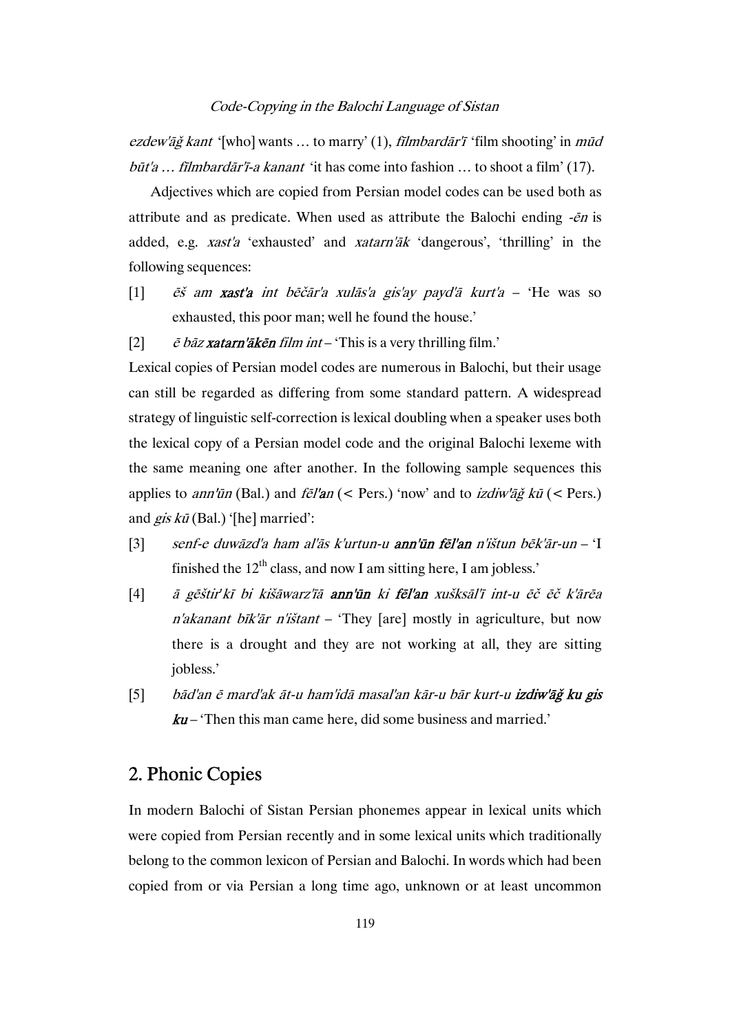*ezdew'āǧ kant* '[who] wants … to marry' (1), *fīlmbardār'ī* 'film shooting' in *mūd būt'a … fīlmbardār'ī-a kanant* 'it has come into fashion … to shoot a film' (17).

Adjectives which are copied from Persian model codes can be used both as attribute and as predicate. When used as attribute the Balochi ending *-ēn* is added, e.g. *xast'a* 'exhausted' and *xatarn'āk* 'dangerous', 'thrilling' in the following sequences:

[1] *ēš am* ***xast'a*** *int bēčār'a xulās'a gis'ay payd'ā kurt'a* – 'He was so exhausted, this poor man; well he found the house.'

[2] *ē bāz* ***xatarn'ākēn*** *film int* – 'This is a very thrilling film.'

Lexical copies of Persian model codes are numerous in Balochi, but their usage can still be regarded as differing from some standard pattern. A widespread strategy of linguistic self-correction is lexical doubling when a speaker uses both the lexical copy of a Persian model code and the original Balochi lexeme with the same meaning one after another. In the following sample sequences this applies to *ann'ūn* (Bal.) and *fēl'an* (< Pers.) 'now' and to *izdiw'āǧ kū* (< Pers.) and *gis kū* (Bal.) '[he] married':

[3] *senf-e duwāzd'a ham al'ās k'urtun-u* ***ann'ūn fēl'an*** *n'ištun bēk'ār-un* – 'I finished the 12th class, and now I am sitting here, I am jobless.'

[4] *ā gēštir'kī bi kišāwarz'īā* ***ann'ūn*** *ki* ***fēl'an*** *xušksāl'ī int-u ēč ēč k'ārēa n'akanant bīk'ār n'ištant* – 'They [are] mostly in agriculture, but now there is a drought and they are not working at all, they are sitting jobless.'

[5] *bād'an ē mard'ak āt-u ham'idā masal'an kār-u bār kurt-u* ***izdiw'āǧ ku gis ku*** – 'Then this man came here, did some business and married.'

## 2. Phonic Copies

In modern Balochi of Sistan Persian phonemes appear in lexical units which were copied from Persian recently and in some lexical units which traditionally belong to the common lexicon of Persian and Balochi. In words which had been copied from or via Persian a long time ago, unknown or at least uncommon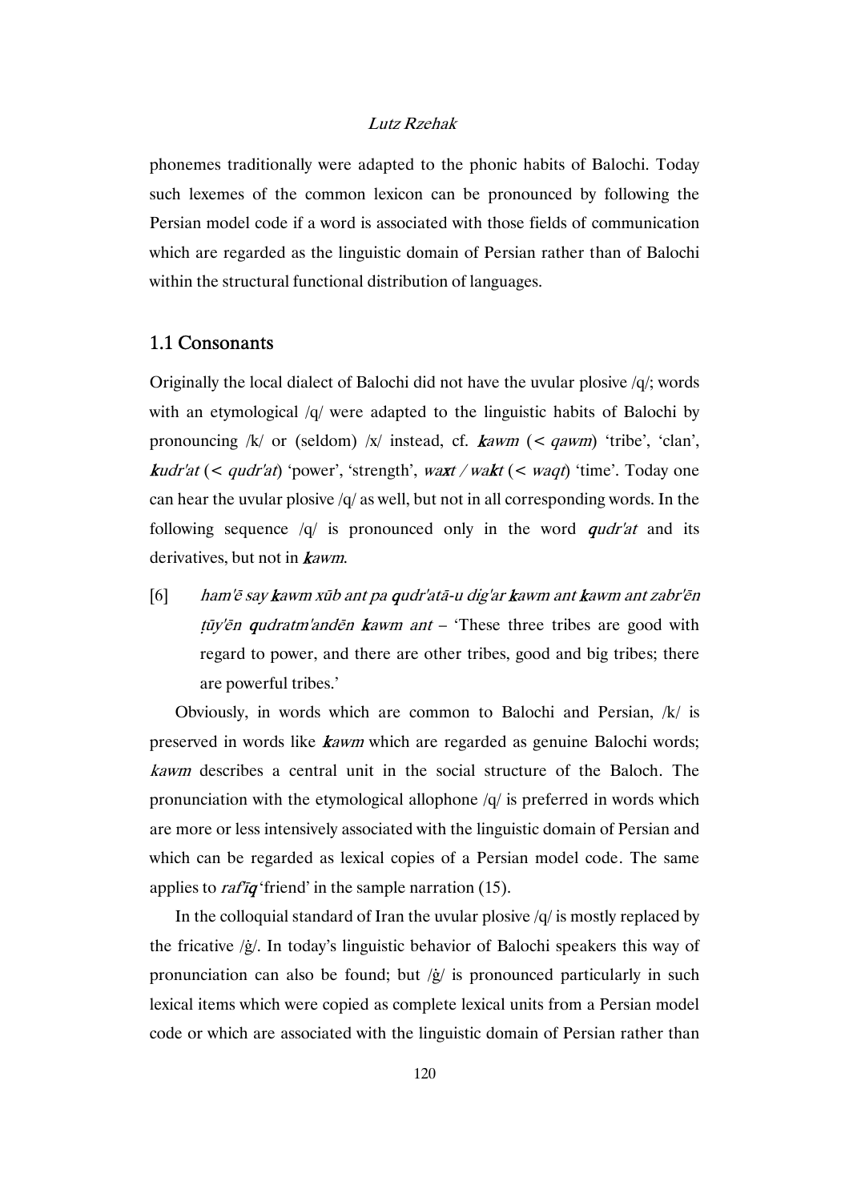phonemes traditionally were adapted to the phonic habits of Balochi. Today such lexemes of the common lexicon can be pronounced by following the Persian model code if a word is associated with those fields of communication which are regarded as the linguistic domain of Persian rather than of Balochi within the structural functional distribution of languages.

## 1.1 Consonants

Originally the local dialect of Balochi did not have the uvular plosive /q/; words with an etymological /q/ were adapted to the linguistic habits of Balochi by pronouncing /k/ or (seldom) /x/ instead, cf. ***k****awm* (< *qawm*) 'tribe', 'clan', ***k****udr'at* (< *qudr'at*) 'power', 'strength', *wa****x****t / wa****k****t* (< *waqt*) 'time'. Today one can hear the uvular plosive /q/ as well, but not in all corresponding words. In the following sequence /q/ is pronounced only in the word ***q****udr'at* and its derivatives, but not in ***k****awm*.

[6] *ham'ē say* ***k****awm xūb ant pa* ***q****udr'atā-u dig'ar* ***k****awm ant* ***k****awm ant zabr'ēn ṭūy'ēn* ***q****udratm'andēn* ***k****awm ant* – 'These three tribes are good with regard to power, and there are other tribes, good and big tribes; there are powerful tribes.'

Obviously, in words which are common to Balochi and Persian, /k/ is preserved in words like ***k****awm* which are regarded as genuine Balochi words; *kawm* describes a central unit in the social structure of the Baloch. The pronunciation with the etymological allophone /q/ is preferred in words which are more or less intensively associated with the linguistic domain of Persian and which can be regarded as lexical copies of a Persian model code. The same applies to *raf'ī****q*** 'friend' in the sample narration (15).

In the colloquial standard of Iran the uvular plosive /q/ is mostly replaced by the fricative /ġ/. In today's linguistic behavior of Balochi speakers this way of pronunciation can also be found; but /ġ/ is pronounced particularly in such lexical items which were copied as complete lexical units from a Persian model code or which are associated with the linguistic domain of Persian rather than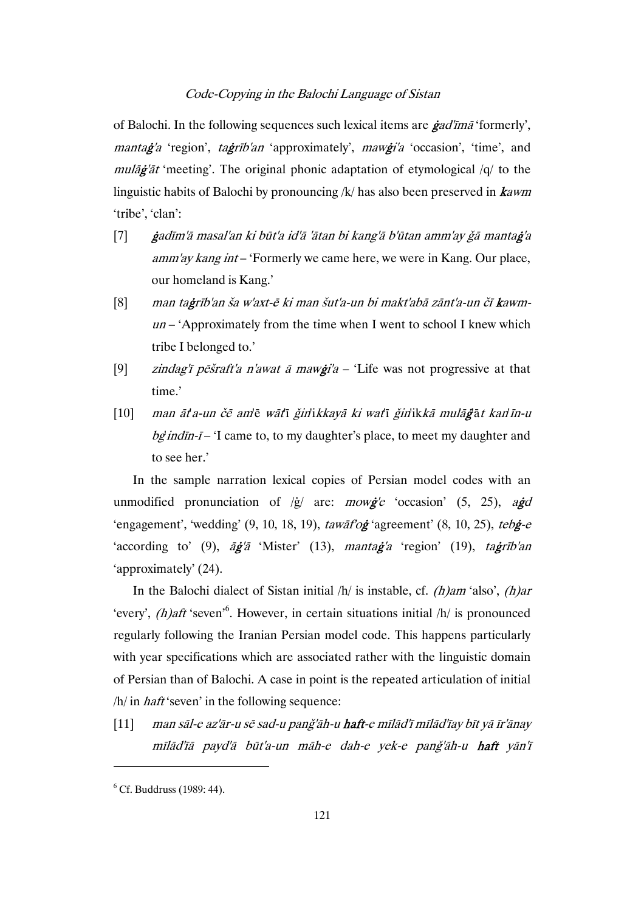of Balochi. In the following sequences such lexical items are ***ġ**ad'īmā* 'formerly', *manta**ġ**'a* 'region', *ta**ġ**rīb'an* 'approximately', *maw**ġ**i'a* 'occasion', 'time', and *mulā**ġ**'āt* 'meeting'. The original phonic adaptation of etymological /q/ to the linguistic habits of Balochi by pronouncing /k/ has also been preserved in ***k**awm* 'tribe', 'clan':

[7] ***ġ**adīm'ā masal'an ki būt'a id'ā 'ātan bi kang'ā b'ūtan amm'ay ğā manta**ġ**'a amm'ay kang int* – 'Formerly we came here, we were in Kang. Our place, our homeland is Kang.'

[8] *man ta**ġ**rīb'an ša w'axt-ē ki man šut'a-un bi makt'abā zānt'a-un čī **k**awm-un* – 'Approximately from the time when I went to school I knew which tribe I belonged to.'

[9] *zindag'ī pēšraft'a n'awat ā maw**ġ**i'a* – 'Life was not progressive at that time.'

[10] *man āt'a-un čē am'ē wāt'ī ğin'ikkayā ki wat'ī ğin'ikkā mulā**ġ**'āt kan'īn-u bg'indīn-ī* – 'I came to, to my daughter's place, to meet my daughter and to see her.'

In the sample narration lexical copies of Persian model codes with an unmodified pronunciation of /ġ/ are: *mow**ġ**'e* 'occasion' (5, 25), *a**ġ**d* 'engagement', 'wedding' (9, 10, 18, 19), *tawāf'o**ġ*** 'agreement' (8, 10, 25), *teb**ġ**-e* 'according to' (9), *ā**ġ**'ā* 'Mister' (13), *manta**ġ**'a* 'region' (19), *ta**ġ**rīb'an* 'approximately' (24).

In the Balochi dialect of Sistan initial /h/ is instable, cf. *(h)am* 'also', *(h)ar* 'every', *(h)aft* 'seven'[6]. However, in certain situations initial /h/ is pronounced regularly following the Iranian Persian model code. This happens particularly with year specifications which are associated rather with the linguistic domain of Persian than of Balochi. A case in point is the repeated articulation of initial /h/ in *haft* 'seven' in the following sequence:

[11] *man sāl-e az'ār-u sē sad-u panğ'āh-u **haft**-e mīlād'ī mīlād'īay bīt yā īr'ānay mīlād'īā payd'ā būt'a-un māh-e dah-e yek-e panğ'āh-u **haft** yān'ī*

---

[6] Cf. Buddruss (1989: 44).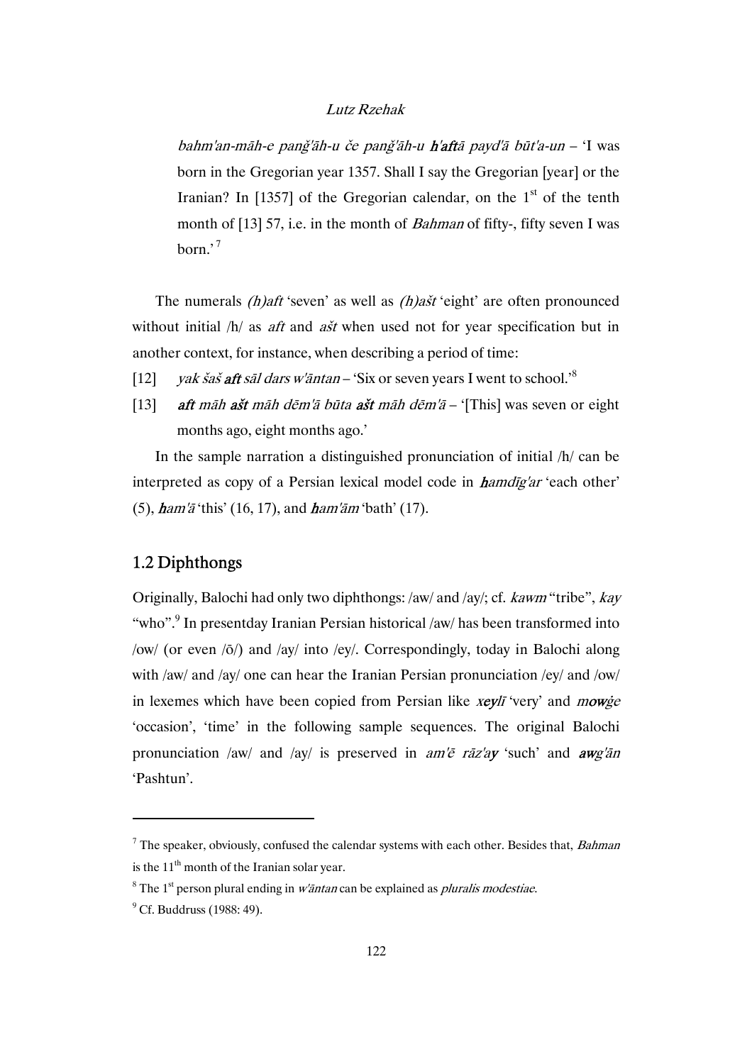*bahm'an-māh-e panǧ'āh-u če panǧ'āh-u **h'aft**ā payd'ā būt'a-un* – 'I was born in the Gregorian year 1357. Shall I say the Gregorian [year] or the Iranian? In [1357] of the Gregorian calendar, on the 1st of the tenth month of [13] 57, i.e. in the month of *Bahman* of fifty-, fifty seven I was born.'[7]

The numerals *(h)aft* 'seven' as well as *(h)ašt* 'eight' are often pronounced without initial /h/ as *aft* and *ašt* when used not for year specification but in another context, for instance, when describing a period of time:

[12] *yak šaš **aft** sāl dars w'āntan* – 'Six or seven years I went to school.'[8]

[13] ***aft*** *māh* ***ašt*** *māh dēm'ā būta* ***ašt*** *māh dēm'ā* – '[This] was seven or eight months ago, eight months ago.'

In the sample narration a distinguished pronunciation of initial /h/ can be interpreted as copy of a Persian lexical model code in ***h****amdīg'ar* 'each other' (5), ***h****am'ā* 'this' (16, 17), and ***h****am'ām* 'bath' (17).

## 1.2 Diphthongs

Originally, Balochi had only two diphthongs: /aw/ and /ay/; cf. *kawm* "tribe", *kay* "who".[9] In presentday Iranian Persian historical /aw/ has been transformed into /ow/ (or even /ō/) and /ay/ into /ey/. Correspondingly, today in Balochi along with /aw/ and /ay/ one can hear the Iranian Persian pronunciation /ey/ and /ow/ in lexemes which have been copied from Persian like ***xey****lī* 'very' and ***mow****ġe* 'occasion', 'time' in the following sample sequences. The original Balochi pronunciation /aw/ and /ay/ is preserved in *am'ē rāz'**ay*** 'such' and ***aw****g'ān* 'Pashtun'.

---

[7] The speaker, obviously, confused the calendar systems with each other. Besides that, *Bahman* is the 11th month of the Iranian solar year.

[8] The 1st person plural ending in *w'āntan* can be explained as *pluralis modestiae*.

[9] Cf. Buddruss (1988: 49).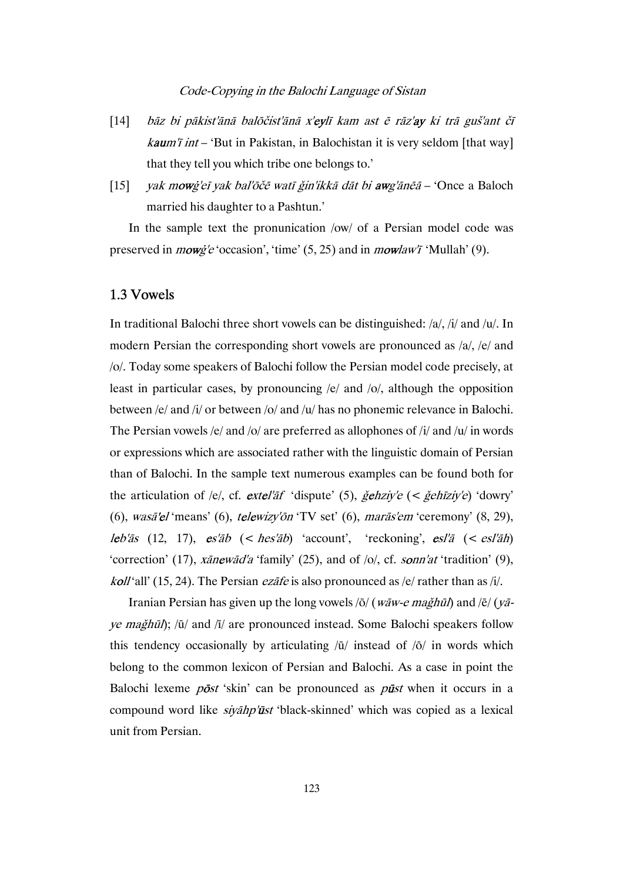[14] *bāz bi pākist'ānā balōčist'ānā x'**ey**lī kam ast ē rāz'**ay** ki trā guš'ant čī **kau**m'ī int* – 'But in Pakistan, in Balochistan it is very seldom [that way] that they tell you which tribe one belongs to.'

[15] *yak **mow**ġ'eī yak bal'ōčē watī ǧin'ikkā dāt bi **aw**g'ānēā* – 'Once a Baloch married his daughter to a Pashtun.'

In the sample text the pronunication /ow/ of a Persian model code was preserved in ***mow**ġ'e* 'occasion', 'time' (5, 25) and in ***mow**law'ī* 'Mullah' (9).

## 1.3 Vowels

In traditional Balochi three short vowels can be distinguished: /a/, /i/ and /u/. In modern Persian the corresponding short vowels are pronounced as /a/, /e/ and /o/. Today some speakers of Balochi follow the Persian model code precisely, at least in particular cases, by pronouncing /e/ and /o/, although the opposition between /e/ and /i/ or between /o/ and /u/ has no phonemic relevance in Balochi. The Persian vowels /e/ and /o/ are preferred as allophones of /i/ and /u/ in words or expressions which are associated rather with the linguistic domain of Persian than of Balochi. In the sample text numerous examples can be found both for the articulation of /e/, cf. ***e**xt**e**l'āf* 'dispute' (5), *ǧ**e**hziy'e* (< *ǧehīziy'e*) 'dowry' (6), *wasā'**e**l* 'means' (6), *t**e**l**e**wizy'ōn* 'TV set' (6), *marās'**e**m* 'ceremony' (8, 29), ***le**b'ās* (12, 17), ***e**s'āb* (< *hes'āb*) 'account', 'reckoning', ***e**sl'ā* (< *esl'āh*) 'correction' (17), *xān**e**wād'a* 'family' (25), and of /o/, cf. *s**o**nn'at* 'tradition' (9), *k**o**ll* 'all' (15, 24). The Persian *ezāfe* is also pronounced as /e/ rather than as /i/.

Iranian Persian has given up the long vowels /ō/ (*wāw-e maǧhūl*) and /ē/ (*yā-ye maǧhūl*); /ū/ and /ī/ are pronounced instead. Some Balochi speakers follow this tendency occasionally by articulating /ū/ instead of /ō/ in words which belong to the common lexicon of Persian and Balochi. As a case in point the Balochi lexeme *p**ō**st* 'skin' can be pronounced as *p**ū**st* when it occurs in a compound word like *siyāhp'**ū**st* 'black-skinned' which was copied as a lexical unit from Persian.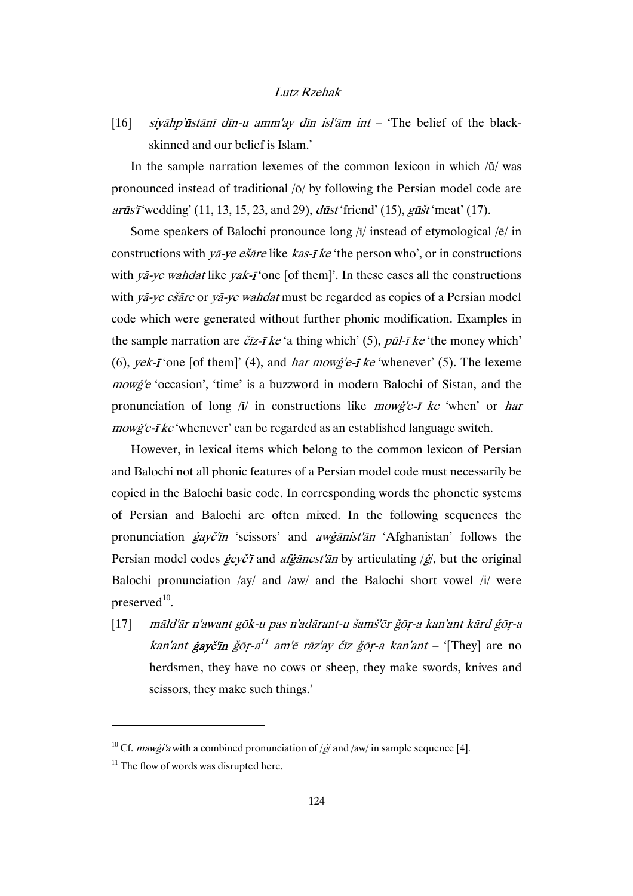[16] *siyāhp'**ū**stānī dīn-u amm'ay dīn isl'ām int* – 'The belief of the black-skinned and our belief is Islam.'

In the sample narration lexemes of the common lexicon in which /ū/ was pronounced instead of traditional /ō/ by following the Persian model code are *ar**ū**s'ī* 'wedding' (11, 13, 15, 23, and 29), *d**ū**st* 'friend' (15), *g**ū**št* 'meat' (17).

Some speakers of Balochi pronounce long /ī/ instead of etymological /ē/ in constructions with *yā-ye ešāre* like *kas-**ī** ke* 'the person who', or in constructions with *yā-ye wahdat* like *yak-**ī*** 'one [of them]'. In these cases all the constructions with *yā-ye ešāre* or *yā-ye wahdat* must be regarded as copies of a Persian model code which were generated without further phonic modification. Examples in the sample narration are *čīz-**ī** ke* 'a thing which' (5), *pūl-ī ke* 'the money which' (6), *yek-**ī*** 'one [of them]' (4), and *har mowġ'e-**ī** ke* 'whenever' (5). The lexeme *mowġ'e* 'occasion', 'time' is a buzzword in modern Balochi of Sistan, and the pronunciation of long /ī/ in constructions like *mowġ'e-**ī** ke* 'when' or *har mowġ'e-**ī** ke* 'whenever' can be regarded as an established language switch.

However, in lexical items which belong to the common lexicon of Persian and Balochi not all phonic features of a Persian model code must necessarily be copied in the Balochi basic code. In corresponding words the phonetic systems of Persian and Balochi are often mixed. In the following sequences the pronunciation *ġayč'īn* 'scissors' and *awġānist'ān* 'Afghanistan' follows the Persian model codes *ġeyč'ī* and *afġānest'ān* by articulating /ġ/, but the original Balochi pronunciation /ay/ and /aw/ and the Balochi short vowel /i/ were preserved[10].

[17] *māld'ār n'awant gōk-u pas n'adārant-u šamš'ēr ǧōṛ-a kan'ant kārd ǧōṛ-a kan'ant **ġayč'īn** ǧōṛ-a*[11] *am'ē rāz'ay čīz ǧōṛ-a kan'ant* – '[They] are no herdsmen, they have no cows or sheep, they make swords, knives and scissors, they make such things.'

---

[10] Cf. *mawġi'a* with a combined pronunciation of /ġ/ and /aw/ in sample sequence [4].

[11] The flow of words was disrupted here.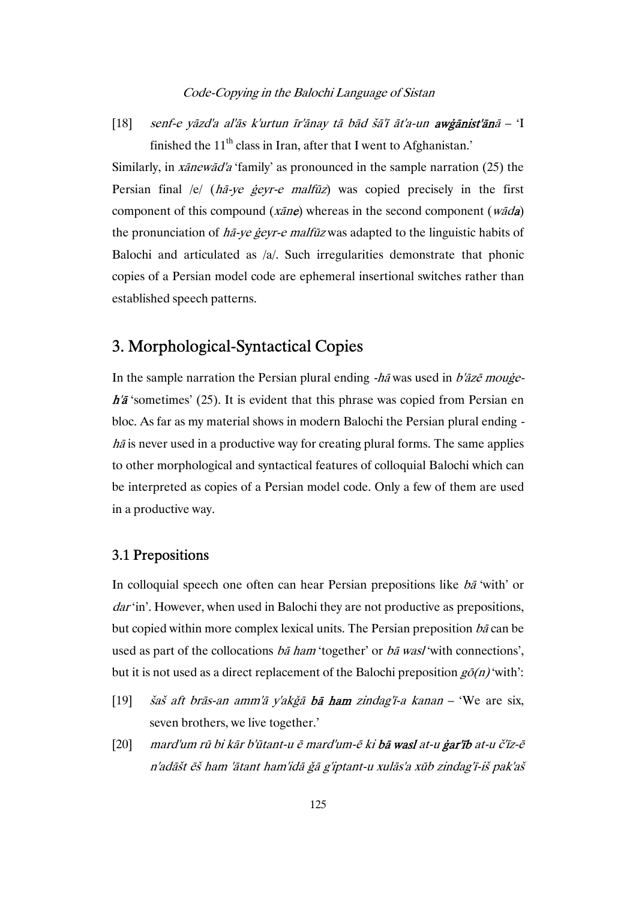[18] *senf-e yāzd'a al'ās k'urtun īr'ānay tā bād šā'ī āt'a-un* ***awġānist'ānā*** – 'I finished the 11th class in Iran, after that I went to Afghanistan.'

Similarly, in *xānewād'a* 'family' as pronounced in the sample narration (25) the Persian final /e/ (*hā-ye ġeyr-e malfūz*) was copied precisely in the first component of this compound (*xāne*) whereas in the second component (*wāda*) the pronunciation of *hā-ye ġeyr-e malfūz* was adapted to the linguistic habits of Balochi and articulated as /a/. Such irregularities demonstrate that phonic copies of a Persian model code are ephemeral insertional switches rather than established speech patterns.

## 3. Morphological-Syntactical Copies

In the sample narration the Persian plural ending *-hā* was used in *b'āzē mouġe-**h'ā*** 'sometimes' (25). It is evident that this phrase was copied from Persian en bloc. As far as my material shows in modern Balochi the Persian plural ending -*hā* is never used in a productive way for creating plural forms. The same applies to other morphological and syntactical features of colloquial Balochi which can be interpreted as copies of a Persian model code. Only a few of them are used in a productive way.

### 3.1 Prepositions

In colloquial speech one often can hear Persian prepositions like *bā* 'with' or *dar* 'in'. However, when used in Balochi they are not productive as prepositions, but copied within more complex lexical units. The Persian preposition *bā* can be used as part of the collocations *bā ham* 'together' or *bā wasl* 'with connections', but it is not used as a direct replacement of the Balochi preposition *gō(n)* 'with':

[19] *šaš aft brās-an amm'ā y'akğā* ***bā ham*** *zindag'ī-a kanan* – 'We are six, seven brothers, we live together.'

[20] *mard'um rū bi kār b'ūtant-u ē mard'um-ē ki* ***bā wasl*** *at-u* ***ġar'īb*** *at-u č'īz-ē n'adāšt ēš ham 'ātant ham'idā ğā g'iptant-u xulās'a xūb zindag'ī-iš pak'aš*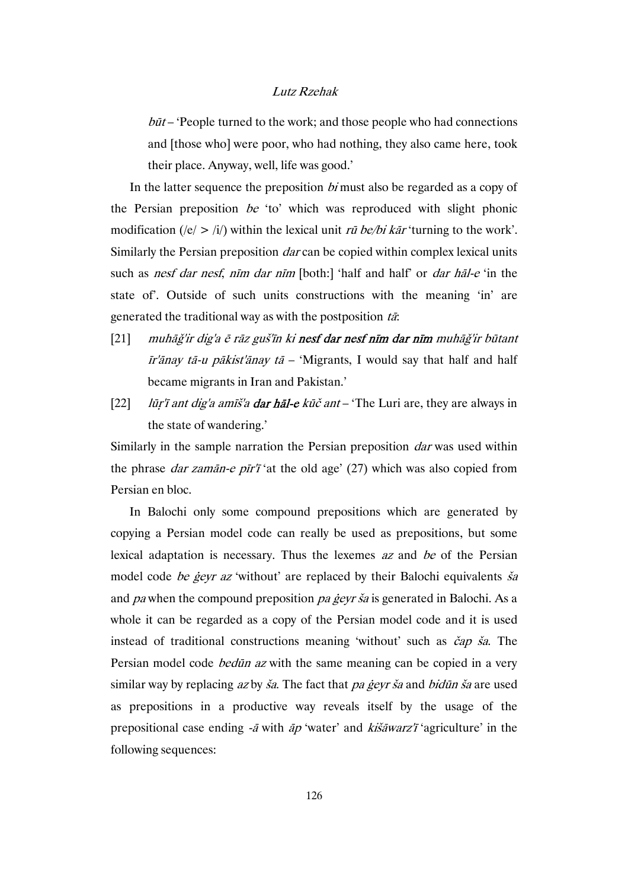*būt* – 'People turned to the work; and those people who had connections and [those who] were poor, who had nothing, they also came here, took their place. Anyway, well, life was good.'

In the latter sequence the preposition *bi* must also be regarded as a copy of the Persian preposition *be* 'to' which was reproduced with slight phonic modification (/e/ > /i/) within the lexical unit *rū be/bi kār* 'turning to the work'. Similarly the Persian preposition *dar* can be copied within complex lexical units such as *nesf dar nesf*, *nīm dar nīm* [both:] 'half and half' or *dar hāl-e* 'in the state of'. Outside of such units constructions with the meaning 'in' are generated the traditional way as with the postposition *tā*:

[21] *muhāǧ'ir dig'a ē rāz guš'īn ki* ***nesf dar nesf nīm dar nīm*** *muhāǧ'ir būtant īr'ānay tā-u pākist'ānay tā* – 'Migrants, I would say that half and half became migrants in Iran and Pakistan.'

[22] *lūṛ'ī ant dig'a amīš'a* ***dar hāl-e*** *kūč ant* – 'The Luri are, they are always in the state of wandering.'

Similarly in the sample narration the Persian preposition *dar* was used within the phrase *dar zamān-e pīr'ī* 'at the old age' (27) which was also copied from Persian en bloc.

In Balochi only some compound prepositions which are generated by copying a Persian model code can really be used as prepositions, but some lexical adaptation is necessary. Thus the lexemes *az* and *be* of the Persian model code *be ġeyr az* 'without' are replaced by their Balochi equivalents *ša* and *pa* when the compound preposition *pa ġeyr ša* is generated in Balochi. As a whole it can be regarded as a copy of the Persian model code and it is used instead of traditional constructions meaning 'without' such as *čap ša*. The Persian model code *bedūn az* with the same meaning can be copied in a very similar way by replacing *az* by *ša*. The fact that *pa ġeyr ša* and *bidūn ša* are used as prepositions in a productive way reveals itself by the usage of the prepositional case ending *-ā* with *āp* 'water' and *kišāwarz'ī* 'agriculture' in the following sequences: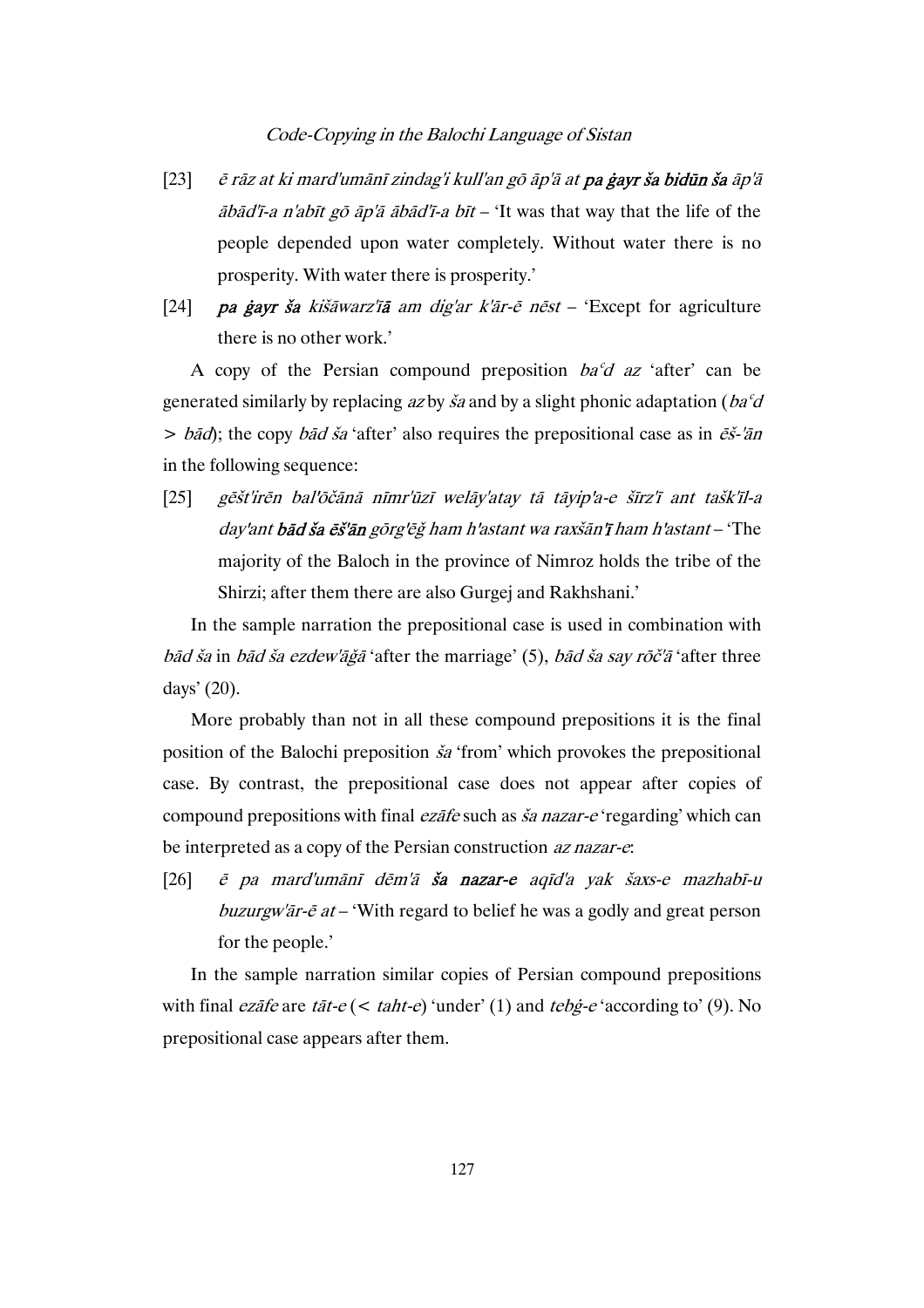[23] *ē rāz at ki mard'umānī zindag'i kull'an gō āp'ā at* ***pa ġayr ša bidūn ša*** *āp'ā ābād'ī-a n'abīt gō āp'ā ābād'ī-a bīt* – 'It was that way that the life of the people depended upon water completely. Without water there is no prosperity. With water there is prosperity.'

[24] ***pa ġayr ša*** *kišāwarz'ī**ā** am dig'ar k'ār-ē nēst* – 'Except for agriculture there is no other work.'

A copy of the Persian compound preposition *baʿd az* 'after' can be generated similarly by replacing *az* by *ša* and by a slight phonic adaptation (*baʿd* > *bād*); the copy *bād ša* 'after' also requires the prepositional case as in *ēš-'ān* in the following sequence:

[25] *gēšt'irēn bal'ōčānā nīmr'ūzī welāy'atay tā tāyip'a-e šīrz'ī ant tašk'īl-a day'ant* ***bād ša ēš'ān*** *gōrg'ēğ ham h'astant wa raxšān'**ī** ham h'astant* – 'The majority of the Baloch in the province of Nimroz holds the tribe of the Shirzi; after them there are also Gurgej and Rakhshani.'

In the sample narration the prepositional case is used in combination with *bād ša* in *bād ša ezdew'āğā* 'after the marriage' (5), *bād ša say rōč'ā* 'after three days' (20).

More probably than not in all these compound prepositions it is the final position of the Balochi preposition *ša* 'from' which provokes the prepositional case. By contrast, the prepositional case does not appear after copies of compound prepositions with final *ezāfe* such as *ša nazar-e* 'regarding' which can be interpreted as a copy of the Persian construction *az nazar-e*:

[26] *ē pa mard'umānī dēm'ā* ***ša nazar-e*** *aqīd'a yak šaxs-e mazhabī-u buzurgw'ār-ē at* – 'With regard to belief he was a godly and great person for the people.'

In the sample narration similar copies of Persian compound prepositions with final *ezāfe* are *tāt-e* (< *taht-e*) 'under' (1) and *tebġ-e* 'according to' (9). No prepositional case appears after them.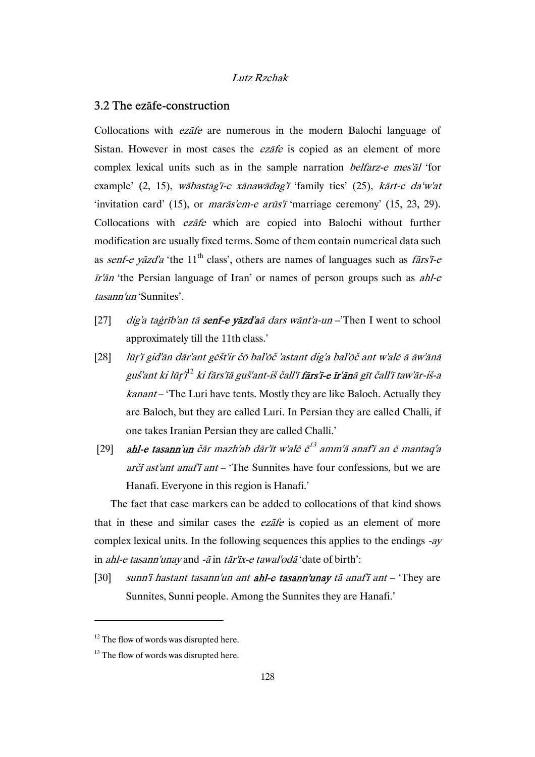## 3.2 The ezāfe-construction

Collocations with *ezāfe* are numerous in the modern Balochi language of Sistan. However in most cases the *ezāfe* is copied as an element of more complex lexical units such as in the sample narration *belfarz-e mes'āl* 'for example' (2, 15), *wābastag'ī-e xānawādag'ī* 'family ties' (25), *kārt-e daʿw'at* 'invitation card' (15), or *marās'em-e arūs'ī* 'marriage ceremony' (15, 23, 29). Collocations with *ezāfe* which are copied into Balochi without further modification are usually fixed terms. Some of them contain numerical data such as *senf-e yāzd'a* 'the 11th class', others are names of languages such as *fārs'ī-e īr'ān* 'the Persian language of Iran' or names of person groups such as *ahl-e tasann'un* 'Sunnites'.

[27] *dig'a taġrīb'an tā **senf-e yāzd'a**ā dars wānt'a-un* –'Then I went to school approximately till the 11th class.'

[28] *lūṛ'ī gid'ān dār'ant gēšt'ir čō bal'ōč 'astant dig'a bal'ōč ant w'alē ā āw'ānā guš'ant ki lūṛ'ī*[12] *ki fārs'īā guš'ant-iš čall'ī **fārs'ī-e īr'ān**ā gīt čall'ī taw'ār-iš-a kanant* – 'The Luri have tents. Mostly they are like Baloch. Actually they are Baloch, but they are called Luri. In Persian they are called Challi, if one takes Iranian Persian they are called Challi.'

[29] ***ahl-e tasann'un** čār mazh'ab dār'īt w'alē ē*[13] *amm'ā anaf'ī an ē mantaq'a arčī ast'ant anaf'ī ant* – 'The Sunnites have four confessions, but we are Hanafi. Everyone in this region is Hanafi.'

The fact that case markers can be added to collocations of that kind shows that in these and similar cases the *ezāfe* is copied as an element of more complex lexical units. In the following sequences this applies to the endings *-ay* in *ahl-e tasann'unay* and *-ā* in *tār'īx-e tawal'odā* 'date of birth':

[30] *sunn'ī hastant tasann'un ant **ahl-e tasann'unay** tā anaf'ī ant* – 'They are Sunnites, Sunni people. Among the Sunnites they are Hanafi.'

---

[12] The flow of words was disrupted here.

[13] The flow of words was disrupted here.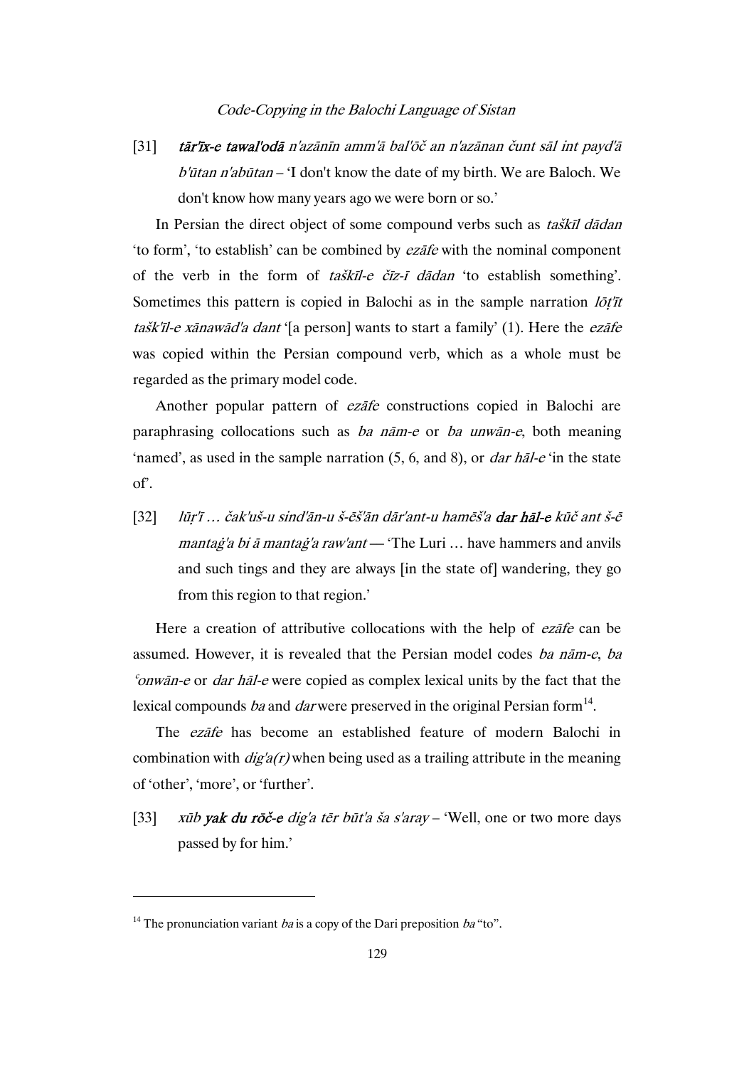[31] ***tār'īx-e tawal'odā*** *n'azānīn amm'ā bal'ōč an n'azānan čunt sāl int payd'ā b'ūtan n'abūtan* – 'I don't know the date of my birth. We are Baloch. We don't know how many years ago we were born or so.'

In Persian the direct object of some compound verbs such as *taškīl dādan* 'to form', 'to establish' can be combined by *ezāfe* with the nominal component of the verb in the form of *taškīl-e čīz-ī dādan* 'to establish something'. Sometimes this pattern is copied in Balochi as in the sample narration *lōṭ'īt tašk'īl-e xānawād'a dant* '[a person] wants to start a family' (1). Here the *ezāfe* was copied within the Persian compound verb, which as a whole must be regarded as the primary model code.

Another popular pattern of *ezāfe* constructions copied in Balochi are paraphrasing collocations such as *ba nām-e* or *ba unwān-e*, both meaning 'named', as used in the sample narration (5, 6, and 8), or *dar hāl-e* 'in the state of'.

[32] *lūṛ'ī … čak'uš-u sind'ān-u š-ēš'ān dār'ant-u hamēš'a* ***dar hāl-e*** *kūč ant š-ē mantaġ'a bi ā mantaġ'a raw'ant* — 'The Luri … have hammers and anvils and such tings and they are always [in the state of] wandering, they go from this region to that region.'

Here a creation of attributive collocations with the help of *ezāfe* can be assumed. However, it is revealed that the Persian model codes *ba nām-e*, *ba ʿonwān-e* or *dar hāl-e* were copied as complex lexical units by the fact that the lexical compounds *ba* and *dar* were preserved in the original Persian form[14].

The *ezāfe* has become an established feature of modern Balochi in combination with *dig'a(r)* when being used as a trailing attribute in the meaning of 'other', 'more', or 'further'.

[33] *xūb* ***yak du rōč-e*** *dig'a tēr būt'a ša s'aray* – 'Well, one or two more days passed by for him.'

[14] The pronunciation variant *ba* is a copy of the Dari preposition *ba* "to".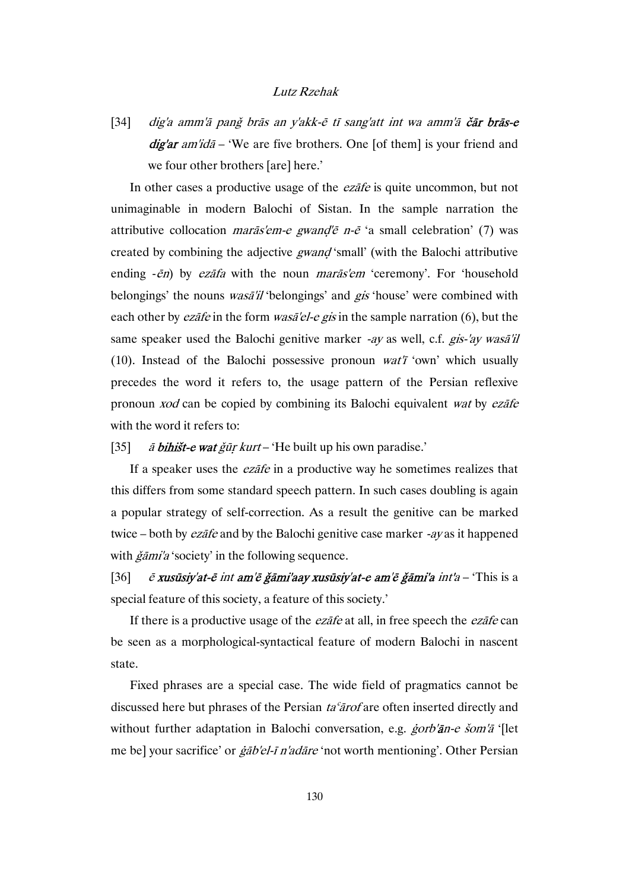[34] *dig'a amm'ā panǧ brās an y'akk-ē tī sang'att int wa amm'ā* ***čār brās-e dig'ar*** *am'idā* – 'We are five brothers. One [of them] is your friend and we four other brothers [are] here.'

In other cases a productive usage of the *ezāfe* is quite uncommon, but not unimaginable in modern Balochi of Sistan. In the sample narration the attributive collocation *marās'em-e gwanḍ'ē n-ē* 'a small celebration' (7) was created by combining the adjective *gwanḍ* 'small' (with the Balochi attributive ending -*ēn*) by *ezāfa* with the noun *marās'em* 'ceremony'. For 'household belongings' the nouns *wasā'il* 'belongings' and *gis* 'house' were combined with each other by *ezāfe* in the form *wasā'el-e gis* in the sample narration (6), but the same speaker used the Balochi genitive marker *-ay* as well, c.f. *gis-'ay wasā'il* (10). Instead of the Balochi possessive pronoun *wat'ī* 'own' which usually precedes the word it refers to, the usage pattern of the Persian reflexive pronoun *xod* can be copied by combining its Balochi equivalent *wat* by *ezāfe* with the word it refers to:

[35] *ā* ***bihišt-e wat*** *ǧūṛ kurt* – 'He built up his own paradise.'

If a speaker uses the *ezāfe* in a productive way he sometimes realizes that this differs from some standard speech pattern. In such cases doubling is again a popular strategy of self-correction. As a result the genitive can be marked twice – both by *ezāfe* and by the Balochi genitive case marker *-ay* as it happened with *ǧāmi'a* 'society' in the following sequence.

[36] *ē* ***xusūsiy'at-ē*** *int* ***am'ē ǧāmi'aay xusūsiy'at-e am'ē ǧāmi'a*** *int'a* – 'This is a special feature of this society, a feature of this society.'

If there is a productive usage of the *ezāfe* at all, in free speech the *ezāfe* can be seen as a morphological-syntactical feature of modern Balochi in nascent state.

Fixed phrases are a special case. The wide field of pragmatics cannot be discussed here but phrases of the Persian *taᶜārof* are often inserted directly and without further adaptation in Balochi conversation, e.g. *ġorb'ān-e šom'ā* '[let me be] your sacrifice' or *ġāb'el-ī n'adāre* 'not worth mentioning'. Other Persian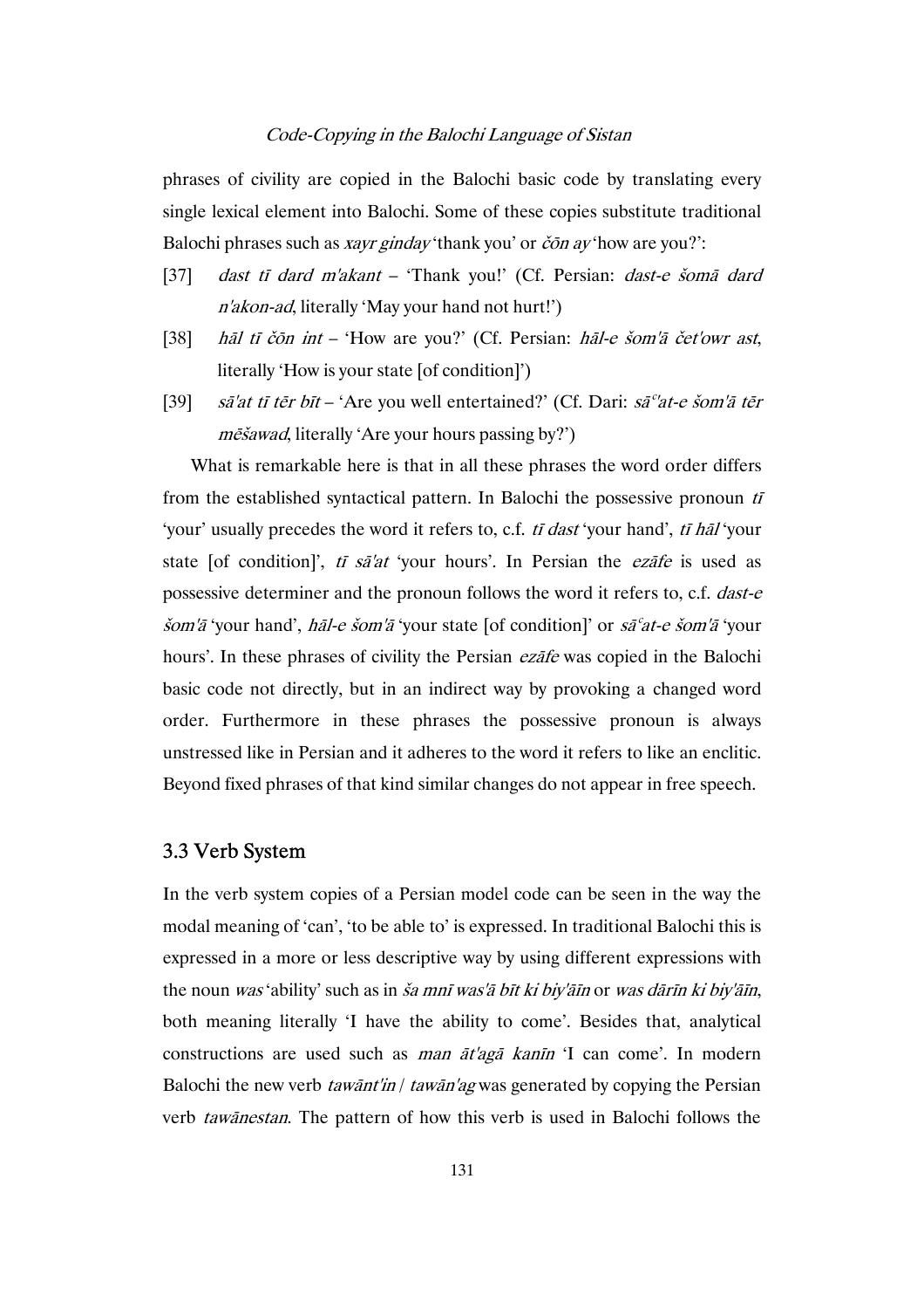phrases of civility are copied in the Balochi basic code by translating every single lexical element into Balochi. Some of these copies substitute traditional Balochi phrases such as *xayr ginday* 'thank you' or *čōn ay* 'how are you?':

[37] *dast tī dard m'akant* – 'Thank you!' (Cf. Persian: *dast-e šomā dard n'akon-ad*, literally 'May your hand not hurt!')

[38] *hāl tī čōn int* – 'How are you?' (Cf. Persian: *hāl-e šom'ā čet'owr ast*, literally 'How is your state [of condition]')

[39] *sā'at tī tēr bīt* – 'Are you well entertained?' (Cf. Dari: *sāʿat-e šom'ā tēr mēšawad*, literally 'Are your hours passing by?')

What is remarkable here is that in all these phrases the word order differs from the established syntactical pattern. In Balochi the possessive pronoun *tī* 'your' usually precedes the word it refers to, c.f. *tī dast* 'your hand', *tī hāl* 'your state [of condition]', *tī sā'at* 'your hours'. In Persian the *ezāfe* is used as possessive determiner and the pronoun follows the word it refers to, c.f. *dast-e šom'ā* 'your hand', *hāl-e šom'ā* 'your state [of condition]' or *sāʿat-e šom'ā* 'your hours'. In these phrases of civility the Persian *ezāfe* was copied in the Balochi basic code not directly, but in an indirect way by provoking a changed word order. Furthermore in these phrases the possessive pronoun is always unstressed like in Persian and it adheres to the word it refers to like an enclitic. Beyond fixed phrases of that kind similar changes do not appear in free speech.

### 3.3 Verb System

In the verb system copies of a Persian model code can be seen in the way the modal meaning of 'can', 'to be able to' is expressed. In traditional Balochi this is expressed in a more or less descriptive way by using different expressions with the noun *was* 'ability' such as in *ša mnī was'ā bīt ki biy'āīn* or *was dārīn ki biy'āīn*, both meaning literally 'I have the ability to come'. Besides that, analytical constructions are used such as *man āt'agā kanīn* 'I can come'. In modern Balochi the new verb *tawānt'in* / *tawān'ag* was generated by copying the Persian verb *tawānestan*. The pattern of how this verb is used in Balochi follows the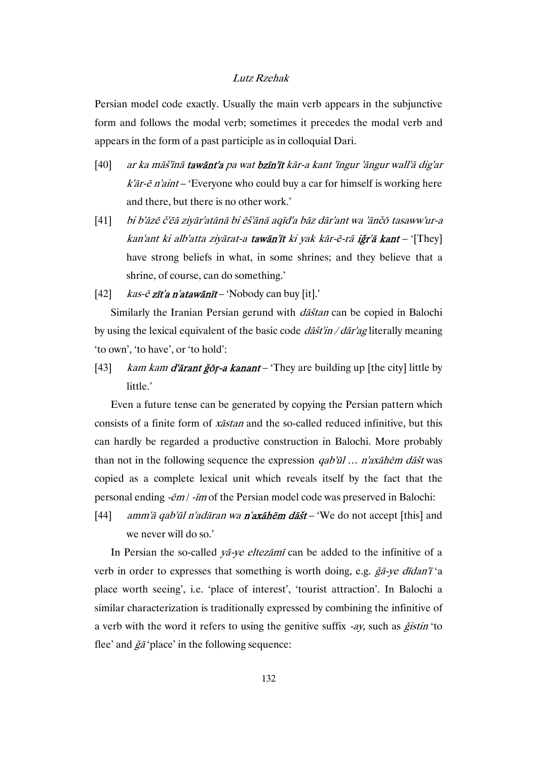Persian model code exactly. Usually the main verb appears in the subjunctive form and follows the modal verb; sometimes it precedes the modal verb and appears in the form of a past participle as in colloquial Dari.

[40] *ar ka māš'īnā **tawānt'a** pa wat **bzīn'īt** kār-a kant 'īngur 'āngur wall'ā dig'ar k'ār-ē n'aint* – 'Everyone who could buy a car for himself is working here and there, but there is no other work.'

[41] *bi b'āzē č'ēā ziyār'atānā bi ēš'ānā aqīd'a bāz dār'ant wa 'ānčō tasaww'ur-a kan'ant ki alb'atta ziyārat-a **tawān'īt** ki yak kār-ē-rā **iğr'ā kant*** – '[They] have strong beliefs in what, in some shrines; and they believe that a shrine, of course, can do something.'

[42] *kas-ē **zīt'a n'atawānīt*** – 'Nobody can buy [it].'

Similarly the Iranian Persian gerund with *dāštan* can be copied in Balochi by using the lexical equivalent of the basic code *dāšt'in / dār'ag* literally meaning 'to own', 'to have', or 'to hold':

[43] *kam kam **d'ārant ğōṛ-a kanant*** – 'They are building up [the city] little by little.'

Even a future tense can be generated by copying the Persian pattern which consists of a finite form of *xāstan* and the so-called reduced infinitive, but this can hardly be regarded a productive construction in Balochi. More probably than not in the following sequence the expression *qab'ūl … n'axāhēm dāšt* was copied as a complete lexical unit which reveals itself by the fact that the personal ending *-ēm* / *-īm* of the Persian model code was preserved in Balochi:

[44] *amm'ā qab'ūl n'adāran wa **n'axāhēm dāšt*** – 'We do not accept [this] and we never will do so.'

In Persian the so-called *yā-ye eltezāmī* can be added to the infinitive of a verb in order to expresses that something is worth doing, e.g. *ğā-ye dīdan'ī* 'a place worth seeing', i.e. 'place of interest', 'tourist attraction'. In Balochi a similar characterization is traditionally expressed by combining the infinitive of a verb with the word it refers to using the genitive suffix *-ay,* such as *ğistin* 'to flee' and *ğā* 'place' in the following sequence: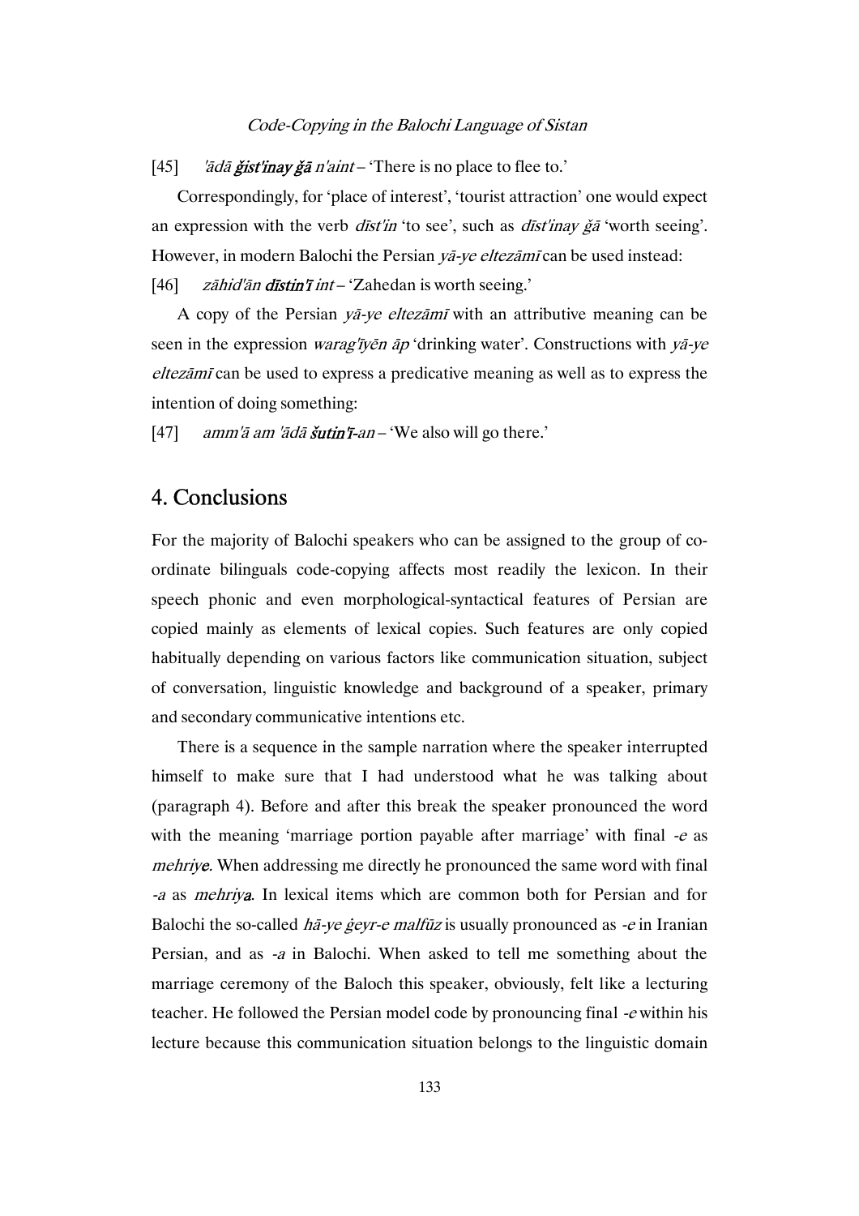[45] *'ādā **ğist'inay ğā** n'aint* – 'There is no place to flee to.'

Correspondingly, for 'place of interest', 'tourist attraction' one would expect an expression with the verb *dīst'in* 'to see', such as *dīst'inay ğā* 'worth seeing'. However, in modern Balochi the Persian *yā-ye eltezāmī* can be used instead:

[46] *zāhid'ān **dīstin'ī** int* – 'Zahedan is worth seeing.'

A copy of the Persian *yā-ye eltezāmī* with an attributive meaning can be seen in the expression *warag'īyēn āp* 'drinking water'. Constructions with *yā-ye eltezāmī* can be used to express a predicative meaning as well as to express the intention of doing something:

[47] *amm'ā am 'ādā **šutin'ī**-an* – 'We also will go there.'

## 4. Conclusions

For the majority of Balochi speakers who can be assigned to the group of co-ordinate bilinguals code-copying affects most readily the lexicon. In their speech phonic and even morphological-syntactical features of Persian are copied mainly as elements of lexical copies. Such features are only copied habitually depending on various factors like communication situation, subject of conversation, linguistic knowledge and background of a speaker, primary and secondary communicative intentions etc.

There is a sequence in the sample narration where the speaker interrupted himself to make sure that I had understood what he was talking about (paragraph 4). Before and after this break the speaker pronounced the word with the meaning 'marriage portion payable after marriage' with final *-e* as *mehriy**e***. When addressing me directly he pronounced the same word with final *-a* as *mehriy**a***. In lexical items which are common both for Persian and for Balochi the so-called *hā-ye ġeyr-e malfūz* is usually pronounced as *-e* in Iranian Persian, and as *-a* in Balochi. When asked to tell me something about the marriage ceremony of the Baloch this speaker, obviously, felt like a lecturing teacher. He followed the Persian model code by pronouncing final *-e* within his lecture because this communication situation belongs to the linguistic domain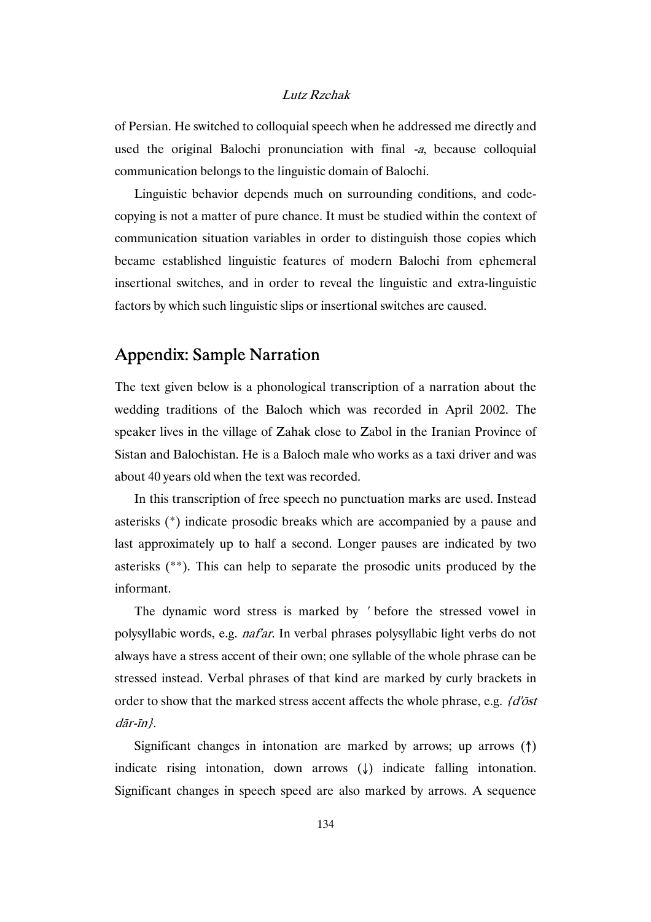of Persian. He switched to colloquial speech when he addressed me directly and used the original Balochi pronunciation with final *-a*, because colloquial communication belongs to the linguistic domain of Balochi.

Linguistic behavior depends much on surrounding conditions, and code-copying is not a matter of pure chance. It must be studied within the context of communication situation variables in order to distinguish those copies which became established linguistic features of modern Balochi from ephemeral insertional switches, and in order to reveal the linguistic and extra-linguistic factors by which such linguistic slips or insertional switches are caused.

## Appendix: Sample Narration

The text given below is a phonological transcription of a narration about the wedding traditions of the Baloch which was recorded in April 2002. The speaker lives in the village of Zahak close to Zabol in the Iranian Province of Sistan and Balochistan. He is a Baloch male who works as a taxi driver and was about 40 years old when the text was recorded.

In this transcription of free speech no punctuation marks are used. Instead asterisks (*) indicate prosodic breaks which are accompanied by a pause and last approximately up to half a second. Longer pauses are indicated by two asterisks (**). This can help to separate the prosodic units produced by the informant.

The dynamic word stress is marked by ′ before the stressed vowel in polysyllabic words, e.g. *naf′ar*. In verbal phrases polysyllabic light verbs do not always have a stress accent of their own; one syllable of the whole phrase can be stressed instead. Verbal phrases of that kind are marked by curly brackets in order to show that the marked stress accent affects the whole phrase, e.g. *{d′ōst dār-īn}*.

Significant changes in intonation are marked by arrows; up arrows (↑) indicate rising intonation, down arrows (↓) indicate falling intonation. Significant changes in speech speed are also marked by arrows. A sequence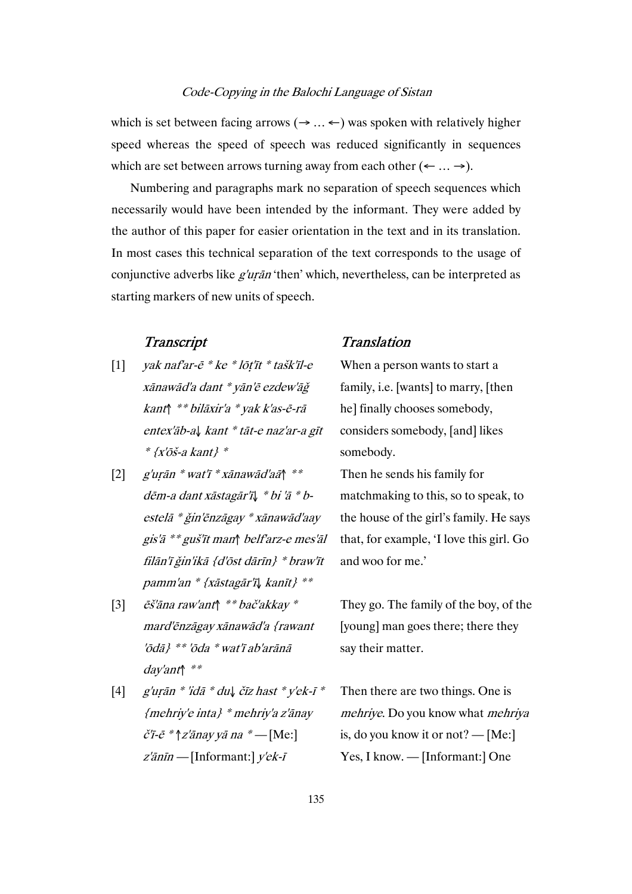which is set between facing arrows (→ … ←) was spoken with relatively higher speed whereas the speed of speech was reduced significantly in sequences which are set between arrows turning away from each other (← … →).

Numbering and paragraphs mark no separation of speech sequences which necessarily would have been intended by the informant. They were added by the author of this paper for easier orientation in the text and in its translation. In most cases this technical separation of the text corresponds to the usage of conjunctive adverbs like *g'uṛān* 'then' which, nevertheless, can be interpreted as starting markers of new units of speech.

| | *Transcript* | *Translation* |
|---|---|---|
| [1] | *yak naf'ar-ē * ke * lōṭ'īt * tašk'īl-e xānawād'a dant * yān'ē ezdew'āǧ kant↑ ** bilāxir'a * yak k'as-ē-rā entex'āb-a↓ kant * tāt-e naz'ar-a gīt * {x'ōš-a kant} ** | When a person wants to start a family, i.e. [wants] to marry, [then he] finally chooses somebody, considers somebody, [and] likes somebody. |
| [2] | *g'uṛān * wat'ī * xānawād'aā↑ ** dēm-a dant xāstagār'ī↓ * bi 'ā * b-estelā * ǧin'ēnzāgay * xānawād'aay gis'ā ** guš'īt man↑ belf'arz-e mes'āl filān'ī ǧin'ikā {d'ōst dārīn} * braw'īt pamm'an * {xāstagār'ī↓ kanīt} ** | Then he sends his family for matchmaking to this, so to speak, to the house of the girl's family. He says that, for example, 'I love this girl. Go and woo for me.' |
| [3] | *ēš'āna raw'ant↑ ** bač'akkay * mard'ēnzāgay xānawād'a {rawant 'ōdā} ** 'ōda * wat'ī ab'arānā day'ant↑ ** | They go. The family of the boy, of the [young] man goes there; there they say their matter. |
| [4] | *g'uṛān * 'idā * du↓ čīz hast * y'ek-ī * {mehriy'e inta} * mehriy'a z'ānay č'ī-ē * ↑z'ānay yā na ** — [Me:] *z'ānīn* — [Informant:] *y'ek-ī* | Then there are two things. One is *mehriye*. Do you know what *mehriya* is, do you know it or not? — [Me:] Yes, I know. — [Informant:] One |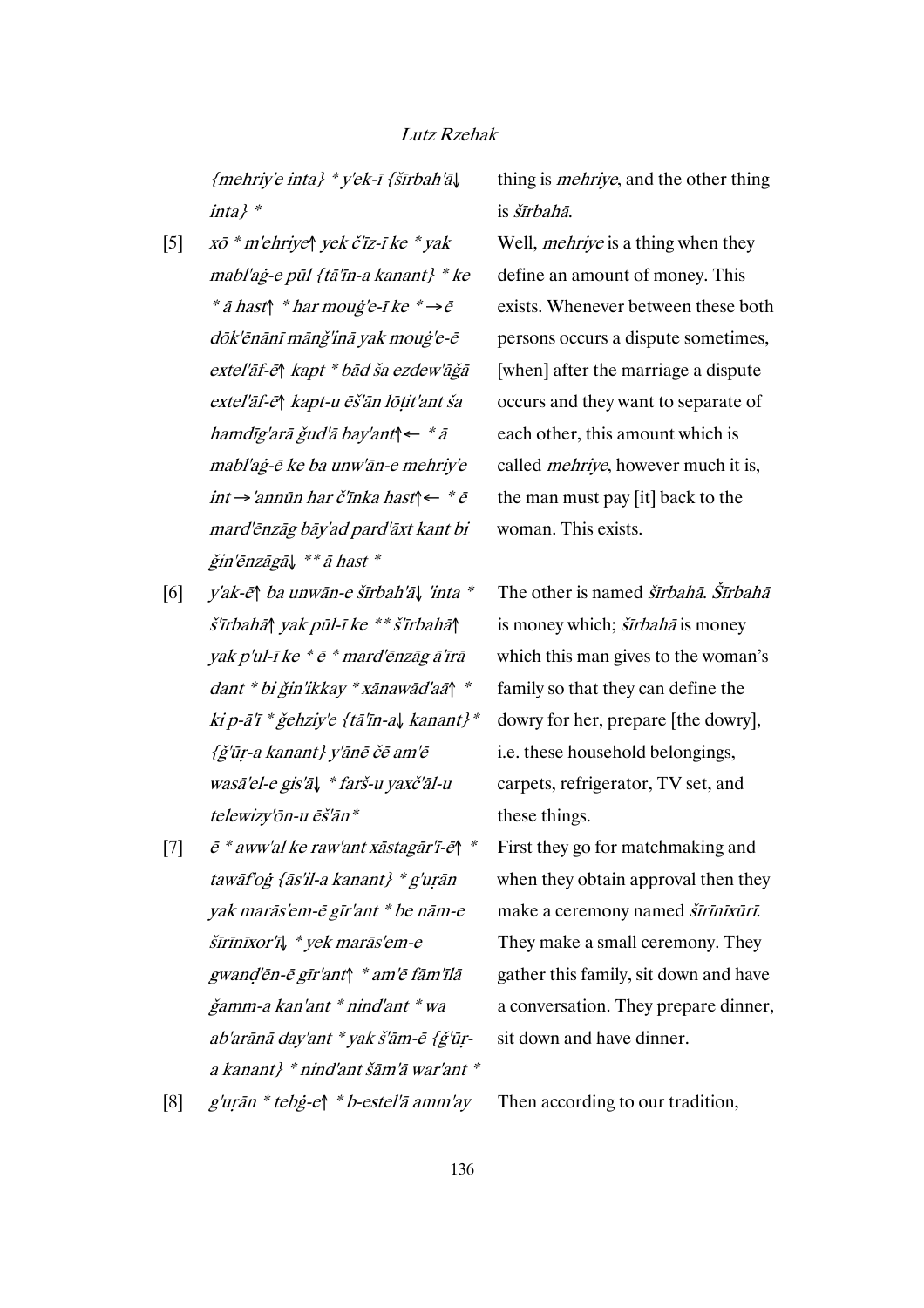| | | |
|---|---|---|
| | *{mehriy'e inta} * y'ek-ī {šīrbah'ā↓ inta} ** | thing is *mehriye*, and the other thing is *šīrbahā*. |
| [5] | *xō * m'ehriye↑ yek č'īz-ī ke * yak mabl'aġ-e pūl {tā'īn-a kanant} * ke * ā hast↑ * har mouġ'e-ī ke * →ē dōk'ēnānī mānǧ'inā yak mouġ'e-ē extel'āf-ē↑ kapt * bād ša ezdew'āǧā extel'āf-ē↑ kapt-u ēš'ān lōṭit'ant ša hamdīg'arā ǧud'ā bay'ant↑← * ā mabl'aġ-ē ke ba unw'ān-e mehriy'e int →'annūn har č'īnka hast↑← * ē mard'ēnzāg bāy'ad pard'āxt kant bi ǧin'ēnzāgā↓ ** ā hast ** | Well, *mehriye* is a thing when they define an amount of money. This exists. Whenever between these both persons occurs a dispute sometimes, [when] after the marriage a dispute occurs and they want to separate of each other, this amount which is called *mehriye*, however much it is, the man must pay [it] back to the woman. This exists. |
| [6] | *y'ak-ē↑ ba unwān-e šīrbah'ā↓ 'inta * š'īrbahā↑ yak pūl-ī ke ** š'īrbahā↑ yak p'ul-ī ke * ē * mard'ēnzāg ā'īrā dant * bi ǧin'ikkay * xānawād'aā↑ * ki p-ā'ī * ǧehziy'e {tā'īn-a↓ kanant} * {ǧ'ūṛ-a kanant} y'ānē čē am'ē wasā'el-e gis'ā↓ * farš-u yaxč'āl-u telewizy'ōn-u ēš'ān ** | The other is named *šīrbahā*. *Šīrbahā* is money which; *šīrbahā* is money which this man gives to the woman's family so that they can define the dowry for her, prepare [the dowry], i.e. these household belongings, carpets, refrigerator, TV set, and these things. |
| [7] | *ē * aww'al ke raw'ant xāstagār'ī-ē↑ * tawāf'oġ {ās'il-a kanant} * g'uṛān yak marās'em-ē gīr'ant * be nām-e šīrīnīxor'ī↓ * yek marās'em-e gwanḍ'ēn-ē gīr'ant↑ * am'ē fām'īlā ǧamm-a kan'ant * nind'ant * wa ab'arānā day'ant * yak š'ām-ē {ǧ'ūṛ-a kanant} * nind'ant šām'ā war'ant ** | First they go for matchmaking and when they obtain approval then they make a ceremony named *šīrīnīxūrī*. They make a small ceremony. They gather this family, sit down and have a conversation. They prepare dinner, sit down and have dinner. |
| [8] | *g'uṛān * tebġ-e↑ * b-estel'ā amm'ay* | Then according to our tradition, |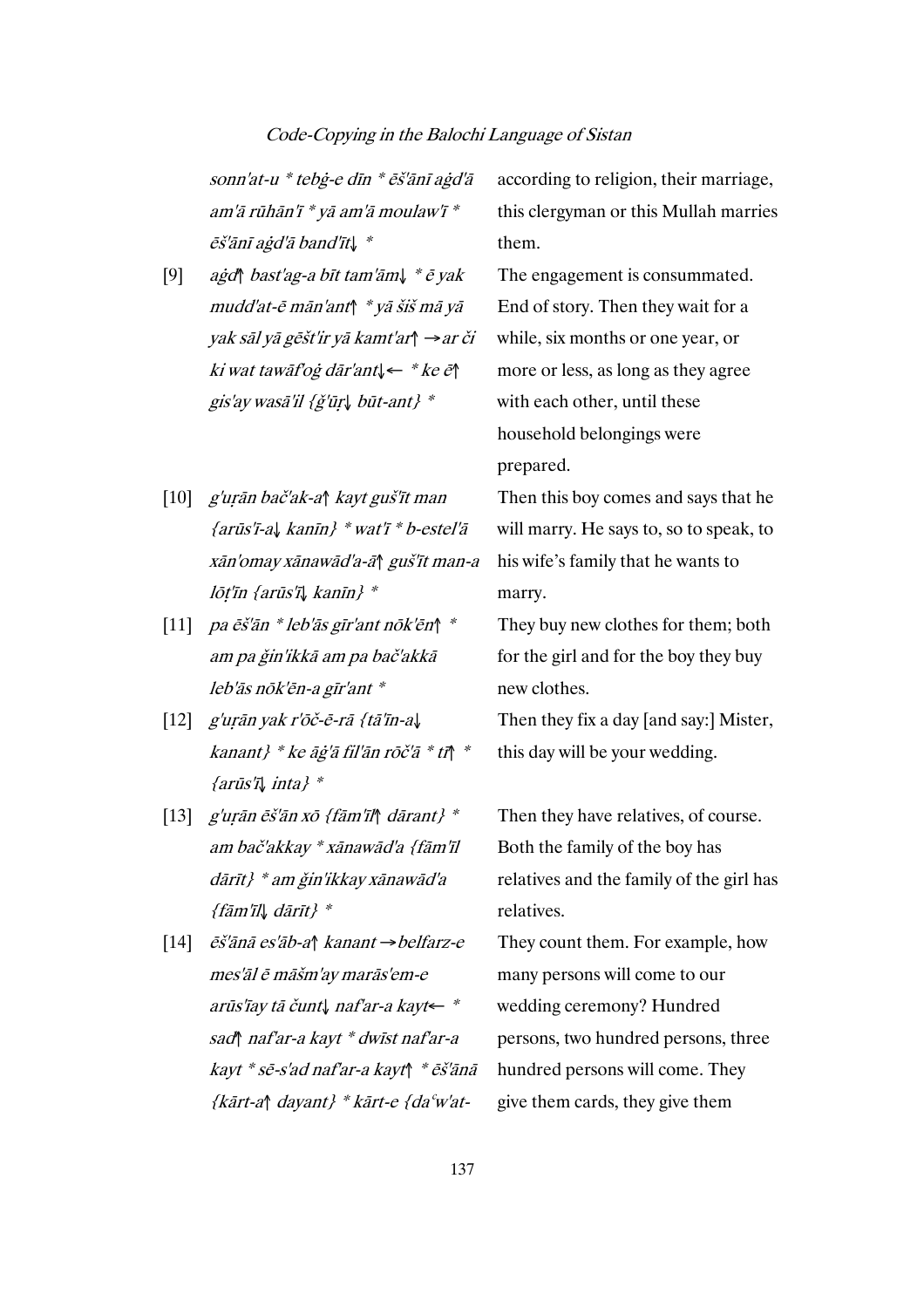| | | |
|---|---|---|
| | *sonn'at-u * tebġ-e dīn * ēš'ānī aġd'ā am'ā rūhān'ī * yā am'ā moulaw'ī * ēš'ānī aġd'ā band'īt↓ ** | according to religion, their marriage, this clergyman or this Mullah marries them. |
| [9] | *aġd↑ bast'ag-a bīt tam'ām↓ * ē yak mudd'at-ē mān'ant↑ * yā šiš mā yā yak sāl yā gēšt'ir yā kamt'ar↑ →ar či ki wat tawāf'oġ dār'ant↓← * ke ē↑ gis'ay wasā'il {ǧ'ūṛ↓ būt-ant} ** | The engagement is consummated. End of story. Then they wait for a while, six months or one year, or more or less, as long as they agree with each other, until these household belongings were prepared. |
| [10] | *g'uṛān bač'ak-a↑ kayt guš'īt man {arūs'ī-a↓ kanīn} * wat'ī * b-estel'ā xān'omay xānawād'a-ā↑ guš'īt man-a lōṭ'īn {arūs'ī↓ kanīn} ** | Then this boy comes and says that he will marry. He says to, so to speak, to his wife's family that he wants to marry. |
| [11] | *pa ēš'ān * leb'ās gīr'ant nōk'ēn↑ * am pa ǧin'ikkā am pa bač'akkā leb'ās nōk'ēn-a gīr'ant ** | They buy new clothes for them; both for the girl and for the boy they buy new clothes. |
| [12] | *g'uṛān yak r'ōč-ē-rā {tā'īn-a↓ kanant} * ke āġ'ā fil'ān rōč'ā * tī↑ * {arūs'ī↓ inta} ** | Then they fix a day [and say:] Mister, this day will be your wedding. |
| [13] | *g'uṛān ēš'ān xō {fām'īl↑ dārant} * am bač'akkay * xānawād'a {fām'īl dārīt} * am ǧin'ikkay xānawād'a {fām'īl↓ dārīt} ** | Then they have relatives, of course. Both the family of the boy has relatives and the family of the girl has relatives. |
| [14] | *ēš'ānā es'āb-a↑ kanant →belfarz-e mes'āl ē māšm'ay marās'em-e arūs'īay tā čunt↓ naf'ar-a kayt← * sad↑ naf'ar-a kayt * dwīst naf'ar-a kayt * sē-s'ad naf'ar-a kayt↑ * ēš'ānā {kārt-a↑ dayant} * kārt-e {daʿw'at-* | They count them. For example, how many persons will come to our wedding ceremony? Hundred persons, two hundred persons, three hundred persons will come. They give them cards, they give them |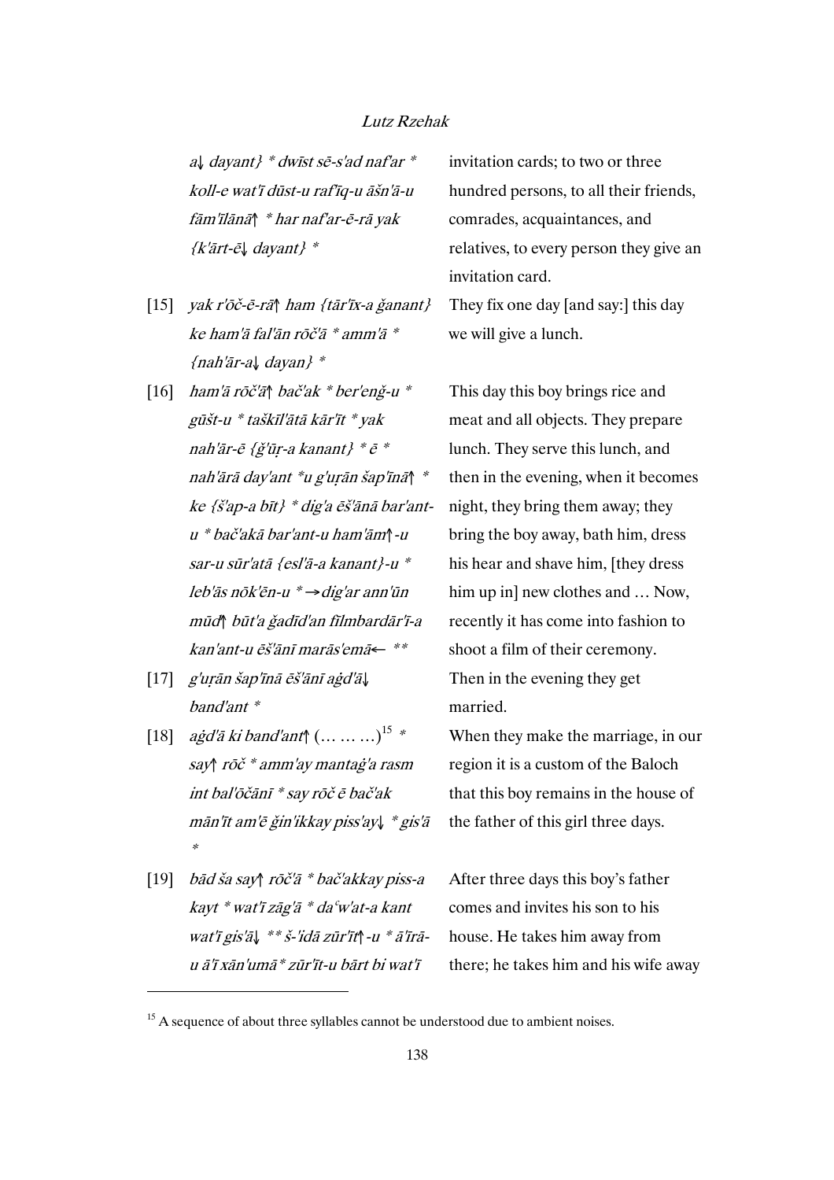| | | |
|---|---|---|
| | *a↓ dayant} * dwīst sē-s'ad naf'ar * koll-e wat'ī dūst-u raf'īq-u āšn'ā-u fām'īlānā↑ * har naf'ar-ē-rā yak {k'ārt-ē↓ dayant} ** | invitation cards; to two or three hundred persons, to all their friends, comrades, acquaintances, and relatives, to every person they give an invitation card. |
| [15] | *yak r'ōč-ē-rā↑ ham {tār'īx-a ğanant} ke ham'ā fal'ān rōč'ā * amm'ā * {nah'ār-a↓ dayan} ** | They fix one day [and say:] this day we will give a lunch. |
| [16] | *ham'ā rōč'ā↑ bač'ak * ber'enğ-u * gūšt-u * taškīl'ātā kār'īt * yak nah'ār-ē {ğ'ūṛ-a kanant} * ē * nah'ārā day'ant *u g'uṛān šap'īnā↑ * ke {š'ap-a bīt} * dig'a ēš'ānā bar'ant-u * bač'akā bar'ant-u ham'ām↑-u sar-u sūr'atā {esl'ā-a kanant}-u * leb'ās nōk'ēn-u * → dig'ar ann'ūn mūd↑ būt'a ğadīd'an fīlmbardār'ī-a kan'ant-u ēš'ānī marās'emā← *** | This day this boy brings rice and meat and all objects. They prepare lunch. They serve this lunch, and then in the evening, when it becomes night, they bring them away; they bring the boy away, bath him, dress his hear and shave him, [they dress him up in] new clothes and … Now, recently it has come into fashion to shoot a film of their ceremony. |
| [17] | *g'uṛān šap'īnā ēš'ānī aġd'ā↓ band'ant ** | Then in the evening they get married. |
| [18] | *aġd'ā ki band'ant↑* (… … …)[15] *\* say↑ rōč * amm'ay mantaġ'a rasm int bal'ōčānī * say rōč ē bač'ak mān'īt am'ē ğin'ikkay piss'ay↓ * gis'ā ** | When they make the marriage, in our region it is a custom of the Baloch that this boy remains in the house of the father of this girl three days. |
| [19] | *bād ša say↑ rōč'ā * bač'akkay piss-a kayt * wat'ī zāg'ā * daʿw'at-a kant wat'ī gis'ā↓ ** š-'idā zūr'īt↑-u * ā'īrā-u ā'ī xān'umā * zūr'īt-u bārt bi wat'ī* | After three days this boy's father comes and invites his son to his house. He takes him away from there; he takes him and his wife away |

[15] A sequence of about three syllables cannot be understood due to ambient noises.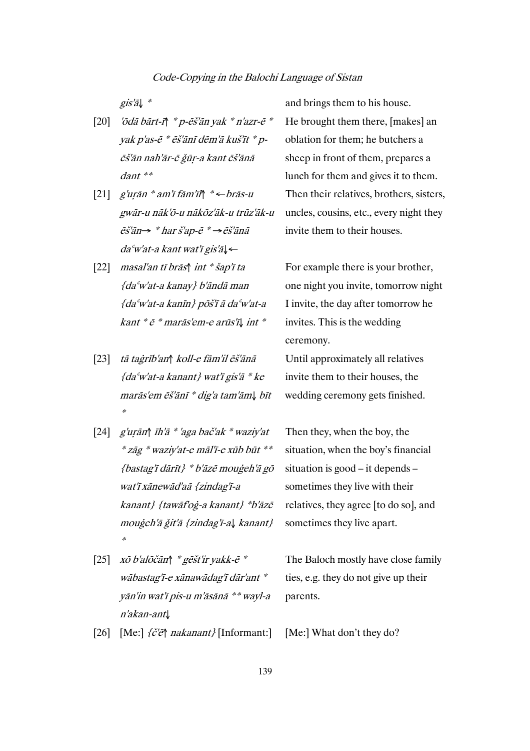| | | |
|---|---|---|
| | *gis'ā*↓ * | and brings them to his house. |
| [20] | *'ōdā bārt-ī*↑ * *p-ēš'ān yak* * *n'azr-ē* * *yak p'as-ē* * *ēš'ānī dēm'ā kuš'īt* * *p-ēš'ān nah'ār-ē ǧūṛ-a kant ēš'ānā dant* ** | He brought them there, [makes] an oblation for them; he butchers a sheep in front of them, prepares a lunch for them and gives it to them. |
| [21] | *g'uṛān* * *am'ī fām'īl*↑ * ←*brās-u gwār-u nāk'ō-u nākōz'āk-u trūz'āk-u ēš'ān*→ * *har š'ap-ē* * →*ēš'ānā daᶜw'at-a kant wat'ī gis'ā*↓← | Then their relatives, brothers, sisters, uncles, cousins, etc., every night they invite them to their houses. |
| [22] | *masal'an tī brās*↑ *int* * *šap'ī ta {daᶜw'at-a kanay} b'āndā man {daᶜw'at-a kanīn} pōš'ī ā daᶜw'at-a kant* * *ē* * *marās'em-e arūs'ī*↓ *int* * | For example there is your brother, one night you invite, tomorrow night I invite, the day after tomorrow he invites. This is the wedding ceremony. |
| [23] | *tā taġrīb'an*↑ *koll-e fām'il ēš'ānā {daᶜw'at-a kanant} wat'ī gis'ā* * *ke marās'em ēš'ānī* * *dig'a tam'ām*↓ *bīt* * | Until approximately all relatives invite them to their houses, the wedding ceremony gets finished. |
| [24] | *g'uṛān*↑ *īh'ā* * *'aga bač'ak* * *waziy'at* * *zāg* * *waziy'at-e māl'ī-e xūb būt* ** *{bastag'ī dārīt}* * *b'āzē mouġeh'ā gō wat'ī xānewād'aā {zindag'ī-a kanant} {tawāf'oġ-a kanant}* **b'āzē mouġeh'ā ǧit'ā {zindag'ī-a*↓ *kanant}* * | Then they, when the boy, the situation, when the boy's financial situation is good – it depends – sometimes they live with their relatives, they agree [to do so], and sometimes they live apart. |
| [25] | *xō b'alōčān*↑ * *gēšt'ir yakk-ē* * *wābastag'ī-e xānawādag'ī dār'ant* * *yān'in wat'ī pis-u m'āsānā* ** *wayl-a n'akan-ant*↓ | The Baloch mostly have close family ties, e.g. they do not give up their parents. |
| [26] | [Me:] *{č'ē*↑ *nakanant}* [Informant:] | [Me:] What don't they do? |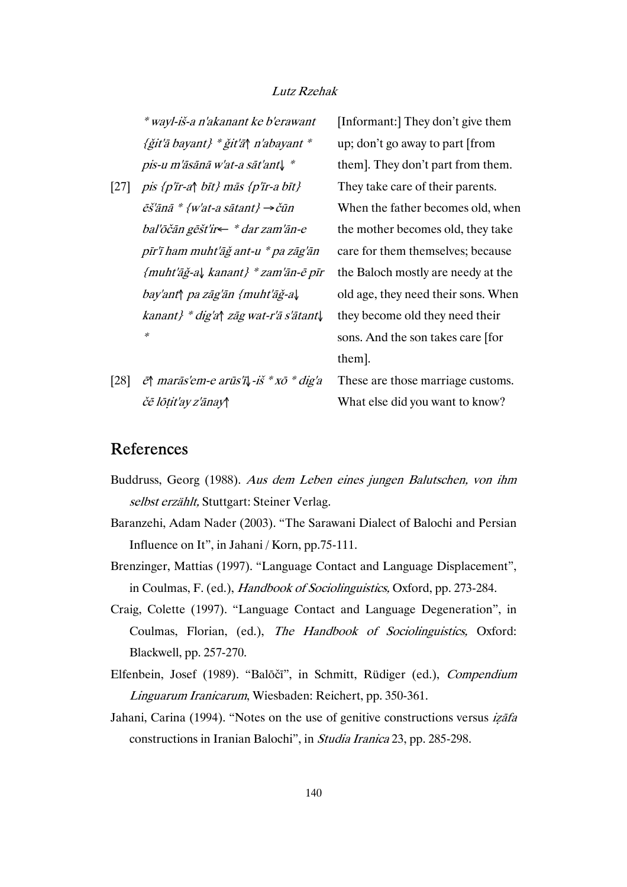| | | |
|---|---|---|
| | *\* wayl-iš-a n'akanant ke b'erawant {ğit'ā bayant} \* ğit'ā↑ n'abayant \* pis-u m'āsānā w'at-a sāt'ant↓ \** | [Informant:] They don't give them up; don't go away to part [from them]. They don't part from them. |
| [27] | *pis {p'īr-a↑ bīt} mās {p'īr-a bīt} ēš'ānā \* {w'at-a sātant} →čūn bal'ōčān gēšt'ir← \* dar zam'ān-e pīr'ī ham muht'āğ ant-u \* pa zāg'ān {muht'āğ-a↓ kanant} \* zam'ān-ē pīr bay'ant↑ pa zāg'ān {muht'āğ-a↓ kanant} \* dig'a↑ zāg wat-r'ā s'ātant↓ \** | They take care of their parents. When the father becomes old, when the mother becomes old, they take care for them themselves; because the Baloch mostly are needy at the old age, they need their sons. When they become old they need their sons. And the son takes care [for them]. |
| [28] | *ē↑ marās'em-e arūs'ī↓-iš \* xō \* dig'a čē lōṭit'ay z'ānay↑* | These are those marriage customs. What else did you want to know? |

## References

Buddruss, Georg (1988). *Aus dem Leben eines jungen Balutschen, von ihm selbst erzählt,* Stuttgart: Steiner Verlag.

Baranzehi, Adam Nader (2003). "The Sarawani Dialect of Balochi and Persian Influence on It", in Jahani / Korn, pp.75-111.

Brenzinger, Mattias (1997). "Language Contact and Language Displacement", in Coulmas, F. (ed.), *Handbook of Sociolinguistics,* Oxford, pp. 273-284.

Craig, Colette (1997). "Language Contact and Language Degeneration", in Coulmas, Florian, (ed.), *The Handbook of Sociolinguistics,* Oxford: Blackwell, pp. 257-270.

Elfenbein, Josef (1989). "Balōčī", in Schmitt, Rüdiger (ed.), *Compendium Linguarum Iranicarum*, Wiesbaden: Reichert, pp. 350-361.

Jahani, Carina (1994). "Notes on the use of genitive constructions versus *iẓāfa* constructions in Iranian Balochi", in *Studia Iranica* 23, pp. 285-298.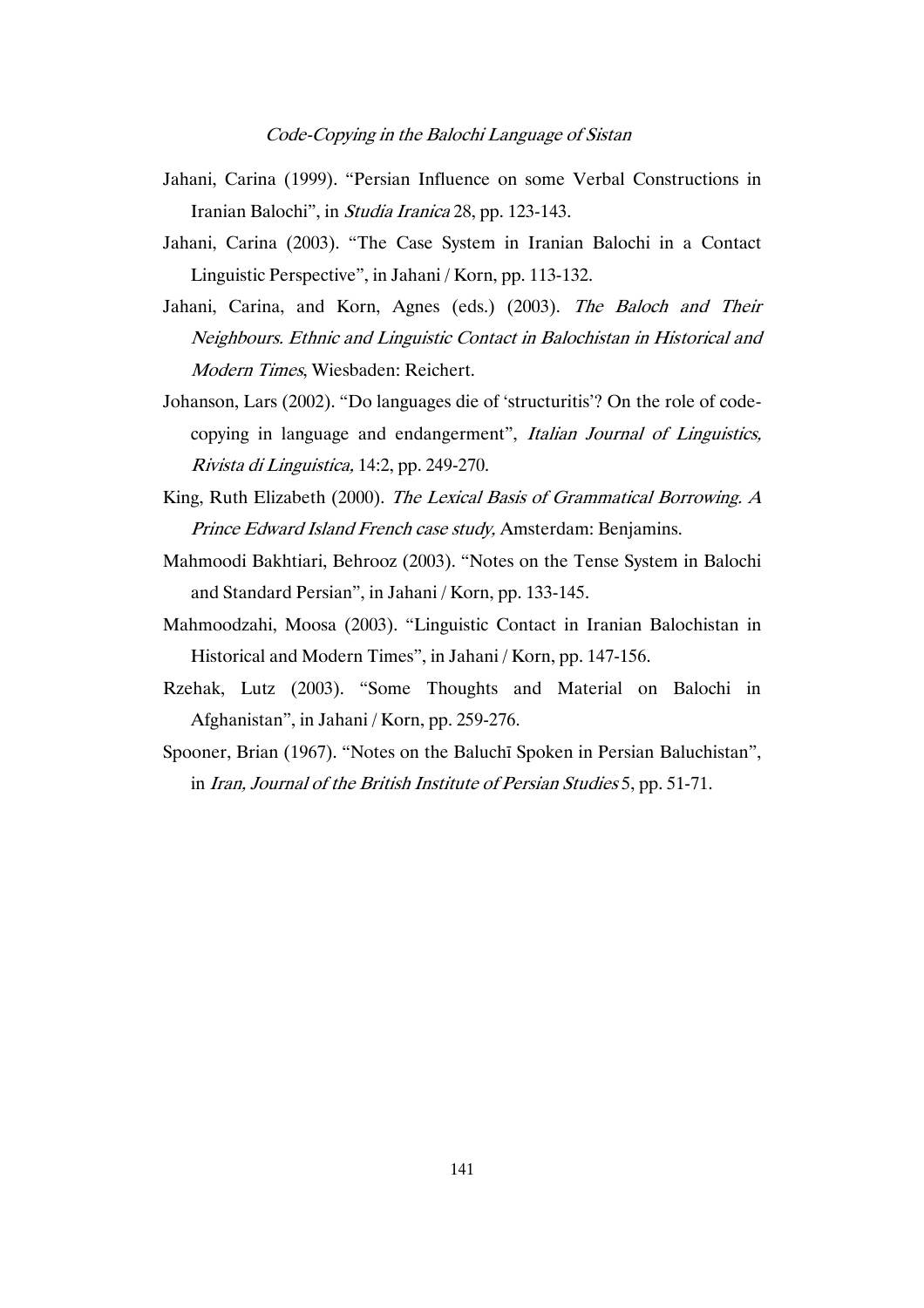Jahani, Carina (1999). "Persian Influence on some Verbal Constructions in Iranian Balochi", in *Studia Iranica* 28, pp. 123-143.

Jahani, Carina (2003). "The Case System in Iranian Balochi in a Contact Linguistic Perspective", in Jahani / Korn, pp. 113-132.

Jahani, Carina, and Korn, Agnes (eds.) (2003). *The Baloch and Their Neighbours. Ethnic and Linguistic Contact in Balochistan in Historical and Modern Times*, Wiesbaden: Reichert.

Johanson, Lars (2002). "Do languages die of 'structuritis'? On the role of code-copying in language and endangerment", *Italian Journal of Linguistics, Rivista di Linguistica,* 14:2, pp. 249-270.

King, Ruth Elizabeth (2000). *The Lexical Basis of Grammatical Borrowing. A Prince Edward Island French case study,* Amsterdam: Benjamins.

Mahmoodi Bakhtiari, Behrooz (2003). "Notes on the Tense System in Balochi and Standard Persian", in Jahani / Korn, pp. 133-145.

Mahmoodzahi, Moosa (2003). "Linguistic Contact in Iranian Balochistan in Historical and Modern Times", in Jahani / Korn, pp. 147-156.

Rzehak, Lutz (2003). "Some Thoughts and Material on Balochi in Afghanistan", in Jahani / Korn, pp. 259-276.

Spooner, Brian (1967). "Notes on the Baluchī Spoken in Persian Baluchistan", in *Iran, Journal of the British Institute of Persian Studies* 5, pp. 51-71.